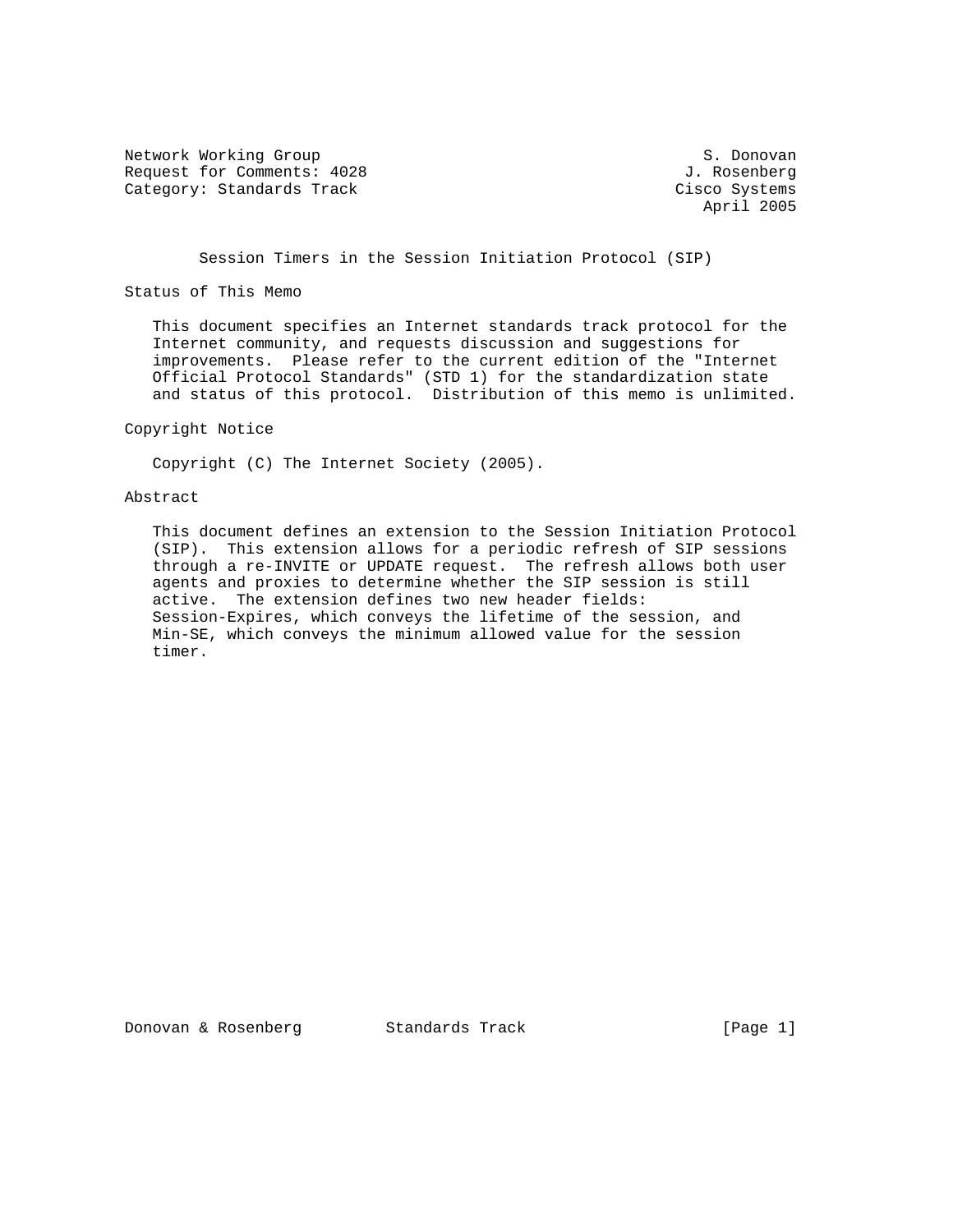Network Working Group S. Donovan
Request for Comments: 4028 J. Rosenberg
Category: Standards Track Cisco Systems
April 2005

# Session Timers in the Session Initiation Protocol (SIP)

## Status of This Memo

This document specifies an Internet standards track protocol for the Internet community, and requests discussion and suggestions for improvements. Please refer to the current edition of the "Internet Official Protocol Standards" (STD 1) for the standardization state and status of this protocol. Distribution of this memo is unlimited.

## Copyright Notice

Copyright (C) The Internet Society (2005).

## Abstract

This document defines an extension to the Session Initiation Protocol (SIP). This extension allows for a periodic refresh of SIP sessions through a re-INVITE or UPDATE request. The refresh allows both user agents and proxies to determine whether the SIP session is still active. The extension defines two new header fields: Session-Expires, which conveys the lifetime of the session, and Min-SE, which conveys the minimum allowed value for the session timer.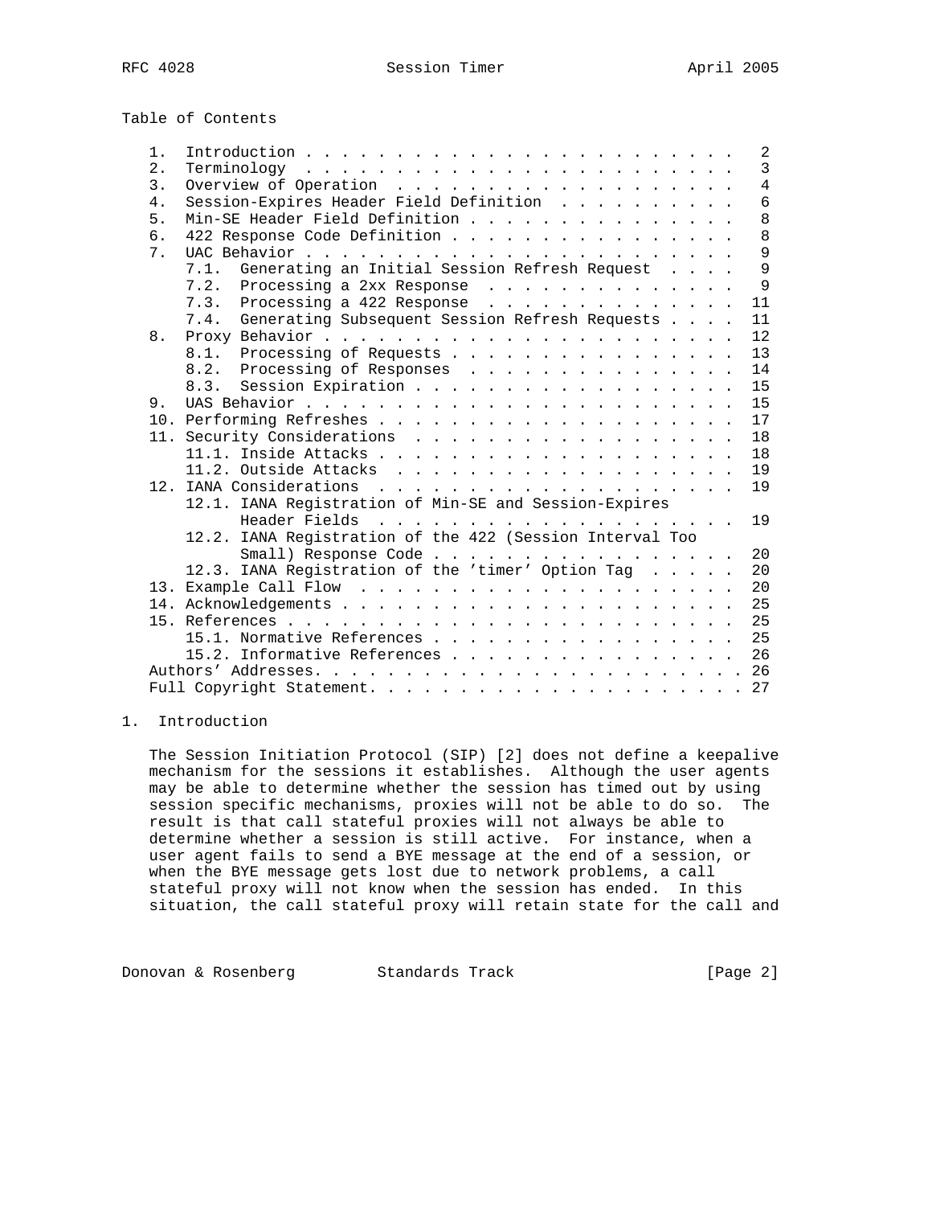Table of Contents

```
   1.  Introduction . . . . . . . . . . . . . . . . . . . . . . . .   2
   2.  Terminology  . . . . . . . . . . . . . . . . . . . . . . . .   3
   3.  Overview of Operation  . . . . . . . . . . . . . . . . . . .   4
   4.  Session-Expires Header Field Definition  . . . . . . . . . .   6
   5.  Min-SE Header Field Definition . . . . . . . . . . . . . . .   8
   6.  422 Response Code Definition . . . . . . . . . . . . . . . .   8
   7.  UAC Behavior . . . . . . . . . . . . . . . . . . . . . . . .   9
       7.1.  Generating an Initial Session Refresh Request  . . . .   9
       7.2.  Processing a 2xx Response  . . . . . . . . . . . . . .   9
       7.3.  Processing a 422 Response  . . . . . . . . . . . . . .  11
       7.4.  Generating Subsequent Session Refresh Requests . . . .  11
   8.  Proxy Behavior . . . . . . . . . . . . . . . . . . . . . . .  12
       8.1.  Processing of Requests . . . . . . . . . . . . . . . .  13
       8.2.  Processing of Responses  . . . . . . . . . . . . . . .  14
       8.3.  Session Expiration . . . . . . . . . . . . . . . . . .  15
   9.  UAS Behavior . . . . . . . . . . . . . . . . . . . . . . . .  15
   10. Performing Refreshes . . . . . . . . . . . . . . . . . . . .  17
   11. Security Considerations  . . . . . . . . . . . . . . . . . .  18
       11.1. Inside Attacks . . . . . . . . . . . . . . . . . . . .  18
       11.2. Outside Attacks  . . . . . . . . . . . . . . . . . . .  19
   12. IANA Considerations  . . . . . . . . . . . . . . . . . . . .  19
       12.1. IANA Registration of Min-SE and Session-Expires
             Header Fields  . . . . . . . . . . . . . . . . . . . .  19
       12.2. IANA Registration of the 422 (Session Interval Too
             Small) Response Code . . . . . . . . . . . . . . . . .  20
       12.3. IANA Registration of the 'timer' Option Tag  . . . . .  20
   13. Example Call Flow  . . . . . . . . . . . . . . . . . . . . .  20
   14. Acknowledgements . . . . . . . . . . . . . . . . . . . . . .  25
   15. References . . . . . . . . . . . . . . . . . . . . . . . . .  25
       15.1. Normative References . . . . . . . . . . . . . . . . .  25
       15.2. Informative References . . . . . . . . . . . . . . . .  26
   Authors' Addresses. . . . . . . . . . . . . . . . . . . . . . . . 26
   Full Copyright Statement. . . . . . . . . . . . . . . . . . . . . 27
```

## 1. Introduction

The Session Initiation Protocol (SIP) [2] does not define a keepalive mechanism for the sessions it establishes. Although the user agents may be able to determine whether the session has timed out by using session specific mechanisms, proxies will not be able to do so. The result is that call stateful proxies will not always be able to determine whether a session is still active. For instance, when a user agent fails to send a BYE message at the end of a session, or when the BYE message gets lost due to network problems, a call stateful proxy will not know when the session has ended. In this situation, the call stateful proxy will retain state for the call and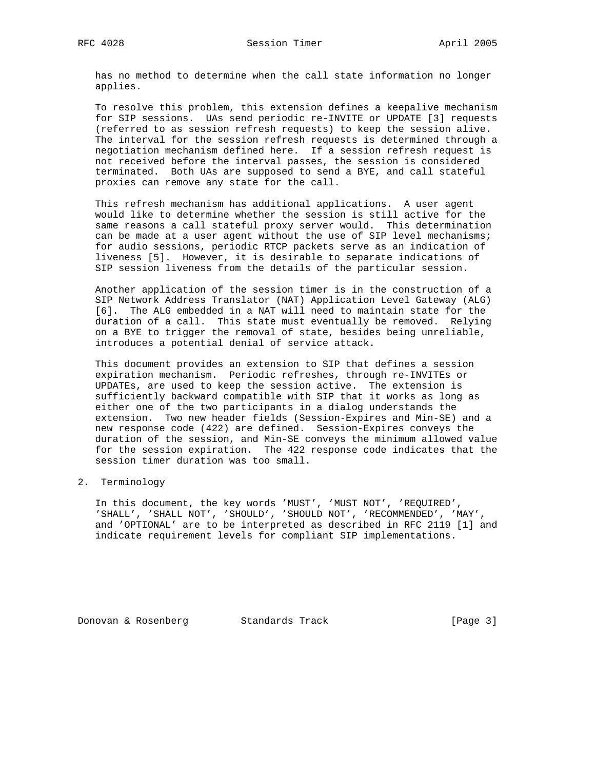has no method to determine when the call state information no longer applies.

To resolve this problem, this extension defines a keepalive mechanism for SIP sessions. UAs send periodic re-INVITE or UPDATE [3] requests (referred to as session refresh requests) to keep the session alive. The interval for the session refresh requests is determined through a negotiation mechanism defined here. If a session refresh request is not received before the interval passes, the session is considered terminated. Both UAs are supposed to send a BYE, and call stateful proxies can remove any state for the call.

This refresh mechanism has additional applications. A user agent would like to determine whether the session is still active for the same reasons a call stateful proxy server would. This determination can be made at a user agent without the use of SIP level mechanisms; for audio sessions, periodic RTCP packets serve as an indication of liveness [5]. However, it is desirable to separate indications of SIP session liveness from the details of the particular session.

Another application of the session timer is in the construction of a SIP Network Address Translator (NAT) Application Level Gateway (ALG) [6]. The ALG embedded in a NAT will need to maintain state for the duration of a call. This state must eventually be removed. Relying on a BYE to trigger the removal of state, besides being unreliable, introduces a potential denial of service attack.

This document provides an extension to SIP that defines a session expiration mechanism. Periodic refreshes, through re-INVITEs or UPDATEs, are used to keep the session active. The extension is sufficiently backward compatible with SIP that it works as long as either one of the two participants in a dialog understands the extension. Two new header fields (Session-Expires and Min-SE) and a new response code (422) are defined. Session-Expires conveys the duration of the session, and Min-SE conveys the minimum allowed value for the session expiration. The 422 response code indicates that the session timer duration was too small.

## 2. Terminology

In this document, the key words 'MUST', 'MUST NOT', 'REQUIRED', 'SHALL', 'SHALL NOT', 'SHOULD', 'SHOULD NOT', 'RECOMMENDED', 'MAY', and 'OPTIONAL' are to be interpreted as described in RFC 2119 [1] and indicate requirement levels for compliant SIP implementations.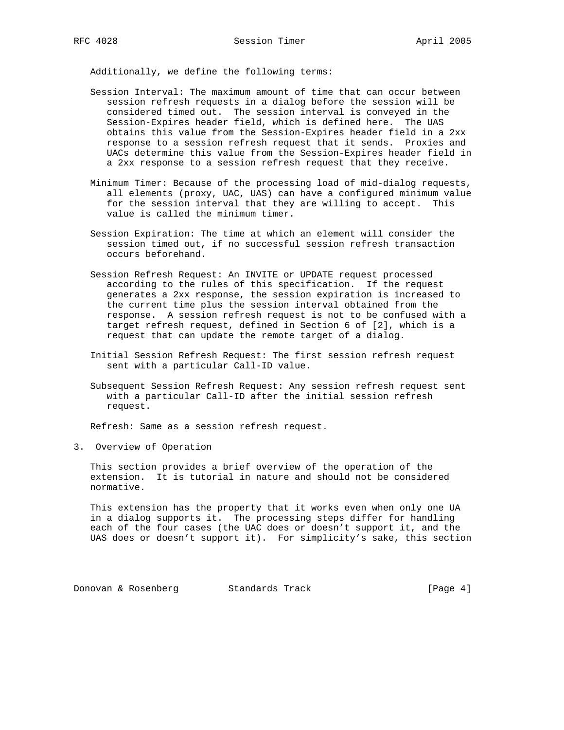Additionally, we define the following terms:

Session Interval: The maximum amount of time that can occur between session refresh requests in a dialog before the session will be considered timed out. The session interval is conveyed in the Session-Expires header field, which is defined here. The UAS obtains this value from the Session-Expires header field in a 2xx response to a session refresh request that it sends. Proxies and UACs determine this value from the Session-Expires header field in a 2xx response to a session refresh request that they receive.

Minimum Timer: Because of the processing load of mid-dialog requests, all elements (proxy, UAC, UAS) can have a configured minimum value for the session interval that they are willing to accept. This value is called the minimum timer.

Session Expiration: The time at which an element will consider the session timed out, if no successful session refresh transaction occurs beforehand.

Session Refresh Request: An INVITE or UPDATE request processed according to the rules of this specification. If the request generates a 2xx response, the session expiration is increased to the current time plus the session interval obtained from the response. A session refresh request is not to be confused with a target refresh request, defined in Section 6 of [2], which is a request that can update the remote target of a dialog.

Initial Session Refresh Request: The first session refresh request sent with a particular Call-ID value.

Subsequent Session Refresh Request: Any session refresh request sent with a particular Call-ID after the initial session refresh request.

Refresh: Same as a session refresh request.

## 3. Overview of Operation

This section provides a brief overview of the operation of the extension. It is tutorial in nature and should not be considered normative.

This extension has the property that it works even when only one UA in a dialog supports it. The processing steps differ for handling each of the four cases (the UAC does or doesn't support it, and the UAS does or doesn't support it). For simplicity's sake, this section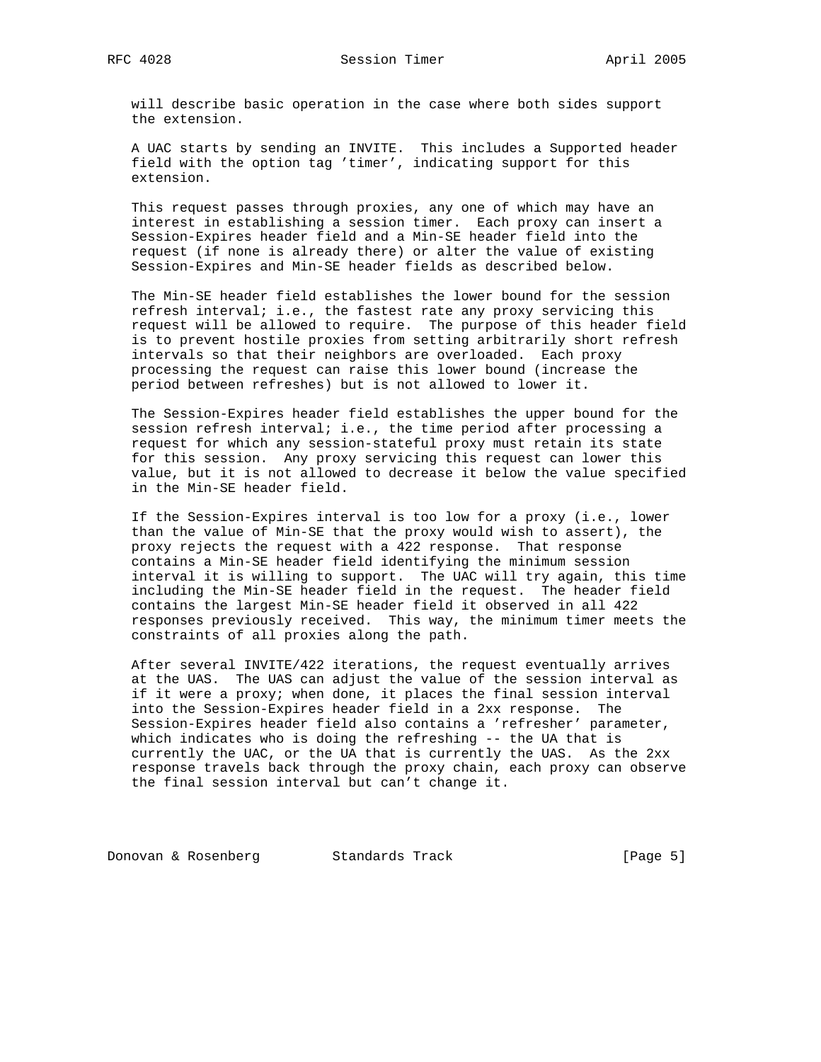will describe basic operation in the case where both sides support the extension.

A UAC starts by sending an INVITE. This includes a Supported header field with the option tag 'timer', indicating support for this extension.

This request passes through proxies, any one of which may have an interest in establishing a session timer. Each proxy can insert a Session-Expires header field and a Min-SE header field into the request (if none is already there) or alter the value of existing Session-Expires and Min-SE header fields as described below.

The Min-SE header field establishes the lower bound for the session refresh interval; i.e., the fastest rate any proxy servicing this request will be allowed to require. The purpose of this header field is to prevent hostile proxies from setting arbitrarily short refresh intervals so that their neighbors are overloaded. Each proxy processing the request can raise this lower bound (increase the period between refreshes) but is not allowed to lower it.

The Session-Expires header field establishes the upper bound for the session refresh interval; i.e., the time period after processing a request for which any session-stateful proxy must retain its state for this session. Any proxy servicing this request can lower this value, but it is not allowed to decrease it below the value specified in the Min-SE header field.

If the Session-Expires interval is too low for a proxy (i.e., lower than the value of Min-SE that the proxy would wish to assert), the proxy rejects the request with a 422 response. That response contains a Min-SE header field identifying the minimum session interval it is willing to support. The UAC will try again, this time including the Min-SE header field in the request. The header field contains the largest Min-SE header field it observed in all 422 responses previously received. This way, the minimum timer meets the constraints of all proxies along the path.

After several INVITE/422 iterations, the request eventually arrives at the UAS. The UAS can adjust the value of the session interval as if it were a proxy; when done, it places the final session interval into the Session-Expires header field in a 2xx response. The Session-Expires header field also contains a 'refresher' parameter, which indicates who is doing the refreshing -- the UA that is currently the UAC, or the UA that is currently the UAS. As the 2xx response travels back through the proxy chain, each proxy can observe the final session interval but can't change it.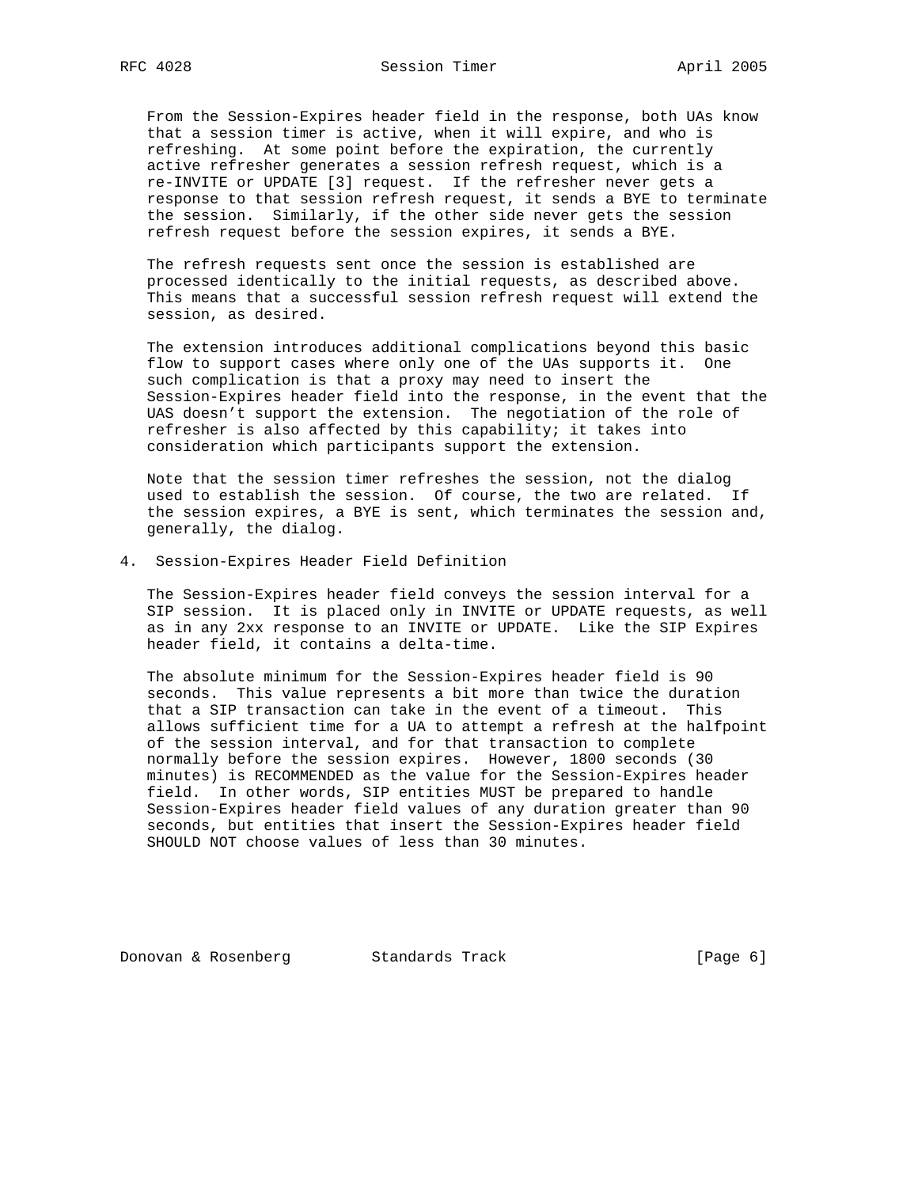From the Session-Expires header field in the response, both UAs know that a session timer is active, when it will expire, and who is refreshing. At some point before the expiration, the currently active refresher generates a session refresh request, which is a re-INVITE or UPDATE [3] request. If the refresher never gets a response to that session refresh request, it sends a BYE to terminate the session. Similarly, if the other side never gets the session refresh request before the session expires, it sends a BYE.

The refresh requests sent once the session is established are processed identically to the initial requests, as described above. This means that a successful session refresh request will extend the session, as desired.

The extension introduces additional complications beyond this basic flow to support cases where only one of the UAs supports it. One such complication is that a proxy may need to insert the Session-Expires header field into the response, in the event that the UAS doesn't support the extension. The negotiation of the role of refresher is also affected by this capability; it takes into consideration which participants support the extension.

Note that the session timer refreshes the session, not the dialog used to establish the session. Of course, the two are related. If the session expires, a BYE is sent, which terminates the session and, generally, the dialog.

## 4. Session-Expires Header Field Definition

The Session-Expires header field conveys the session interval for a SIP session. It is placed only in INVITE or UPDATE requests, as well as in any 2xx response to an INVITE or UPDATE. Like the SIP Expires header field, it contains a delta-time.

The absolute minimum for the Session-Expires header field is 90 seconds. This value represents a bit more than twice the duration that a SIP transaction can take in the event of a timeout. This allows sufficient time for a UA to attempt a refresh at the halfpoint of the session interval, and for that transaction to complete normally before the session expires. However, 1800 seconds (30 minutes) is RECOMMENDED as the value for the Session-Expires header field. In other words, SIP entities MUST be prepared to handle Session-Expires header field values of any duration greater than 90 seconds, but entities that insert the Session-Expires header field SHOULD NOT choose values of less than 30 minutes.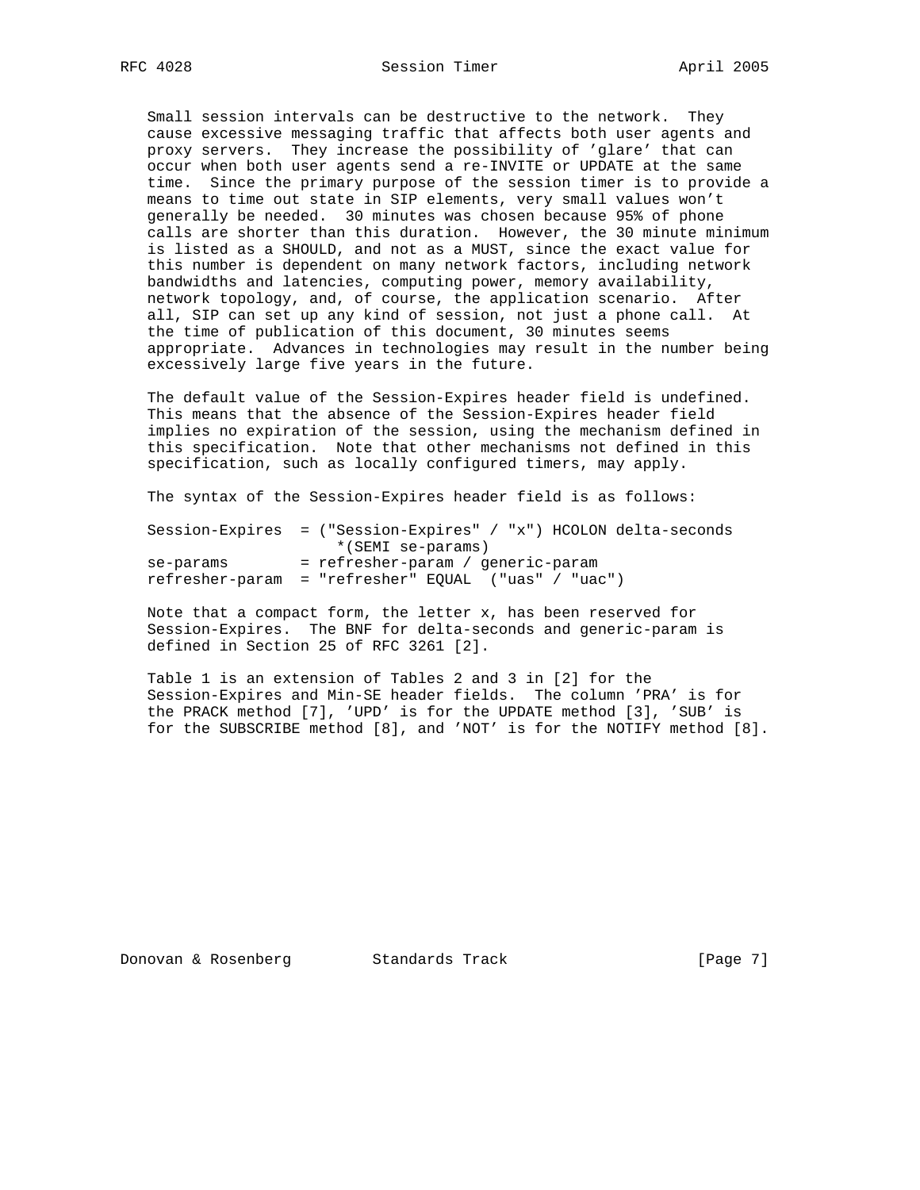Small session intervals can be destructive to the network. They cause excessive messaging traffic that affects both user agents and proxy servers. They increase the possibility of 'glare' that can occur when both user agents send a re-INVITE or UPDATE at the same time. Since the primary purpose of the session timer is to provide a means to time out state in SIP elements, very small values won't generally be needed. 30 minutes was chosen because 95% of phone calls are shorter than this duration. However, the 30 minute minimum is listed as a SHOULD, and not as a MUST, since the exact value for this number is dependent on many network factors, including network bandwidths and latencies, computing power, memory availability, network topology, and, of course, the application scenario. After all, SIP can set up any kind of session, not just a phone call. At the time of publication of this document, 30 minutes seems appropriate. Advances in technologies may result in the number being excessively large five years in the future.

The default value of the Session-Expires header field is undefined. This means that the absence of the Session-Expires header field implies no expiration of the session, using the mechanism defined in this specification. Note that other mechanisms not defined in this specification, such as locally configured timers, may apply.

The syntax of the Session-Expires header field is as follows:

```
Session-Expires  = ("Session-Expires" / "x") HCOLON delta-seconds
                     *(SEMI se-params)
se-params        = refresher-param / generic-param
refresher-param  = "refresher" EQUAL  ("uas" / "uac")
```

Note that a compact form, the letter x, has been reserved for Session-Expires. The BNF for delta-seconds and generic-param is defined in Section 25 of RFC 3261 [2].

Table 1 is an extension of Tables 2 and 3 in [2] for the Session-Expires and Min-SE header fields. The column 'PRA' is for the PRACK method [7], 'UPD' is for the UPDATE method [3], 'SUB' is for the SUBSCRIBE method [8], and 'NOT' is for the NOTIFY method [8].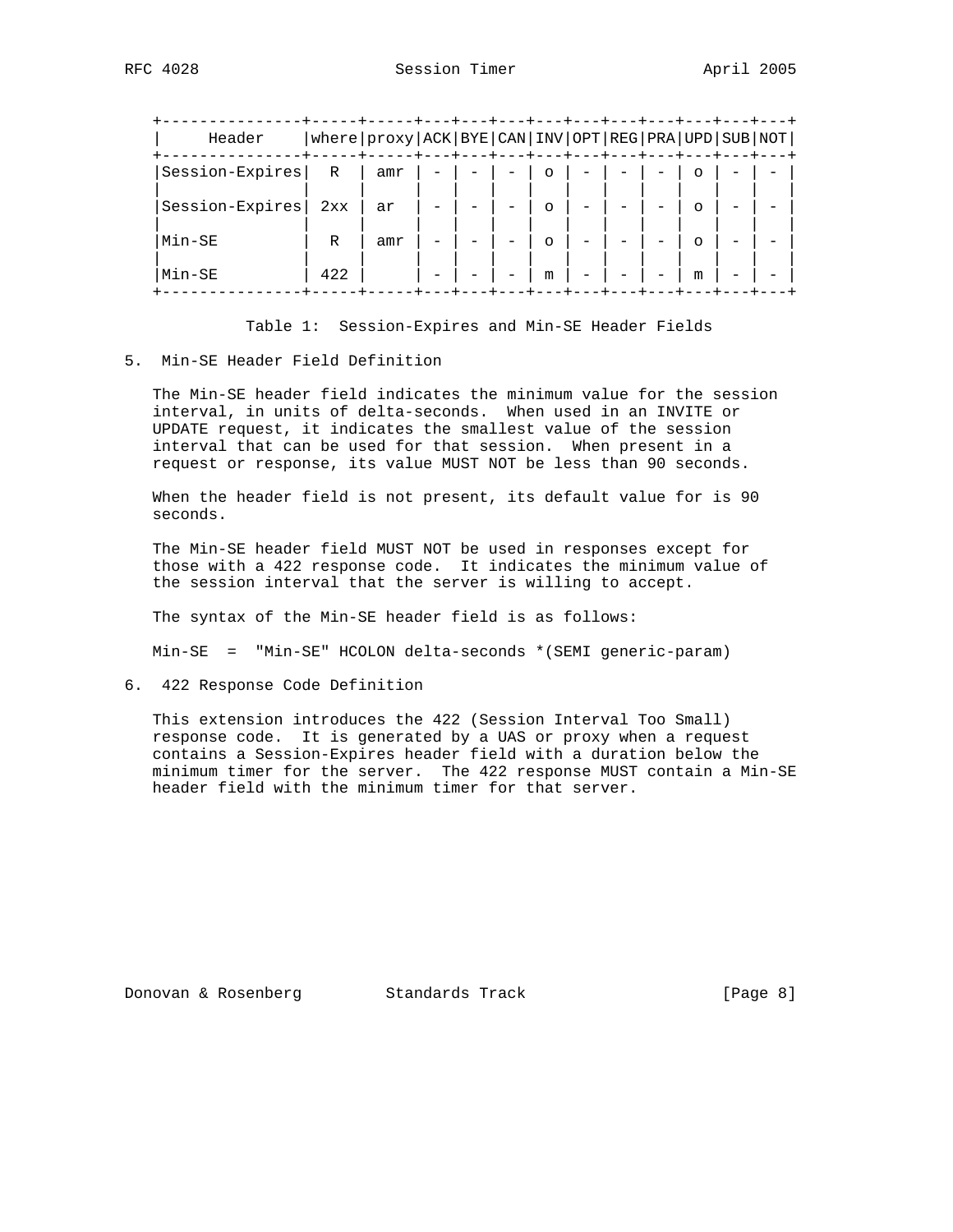| Header | where | proxy | ACK | BYE | CAN | INV | OPT | REG | PRA | UPD | SUB | NOT |
|---|---|---|---|---|---|---|---|---|---|---|---|---|
| Session-Expires | R | amr | - | - | - | o | - | - | - | o | - | - |
| Session-Expires | 2xx | ar | - | - | - | o | - | - | - | o | - | - |
| Min-SE | R | amr | - | - | - | o | - | - | - | o | - | - |
| Min-SE | 422 | | - | - | - | m | - | - | - | m | - | - |

Table 1: Session-Expires and Min-SE Header Fields

## 5. Min-SE Header Field Definition

The Min-SE header field indicates the minimum value for the session interval, in units of delta-seconds. When used in an INVITE or UPDATE request, it indicates the smallest value of the session interval that can be used for that session. When present in a request or response, its value MUST NOT be less than 90 seconds.

When the header field is not present, its default value for is 90 seconds.

The Min-SE header field MUST NOT be used in responses except for those with a 422 response code. It indicates the minimum value of the session interval that the server is willing to accept.

The syntax of the Min-SE header field is as follows:

```
Min-SE  =  "Min-SE" HCOLON delta-seconds *(SEMI generic-param)
```

## 6. 422 Response Code Definition

This extension introduces the 422 (Session Interval Too Small) response code. It is generated by a UAS or proxy when a request contains a Session-Expires header field with a duration below the minimum timer for the server. The 422 response MUST contain a Min-SE header field with the minimum timer for that server.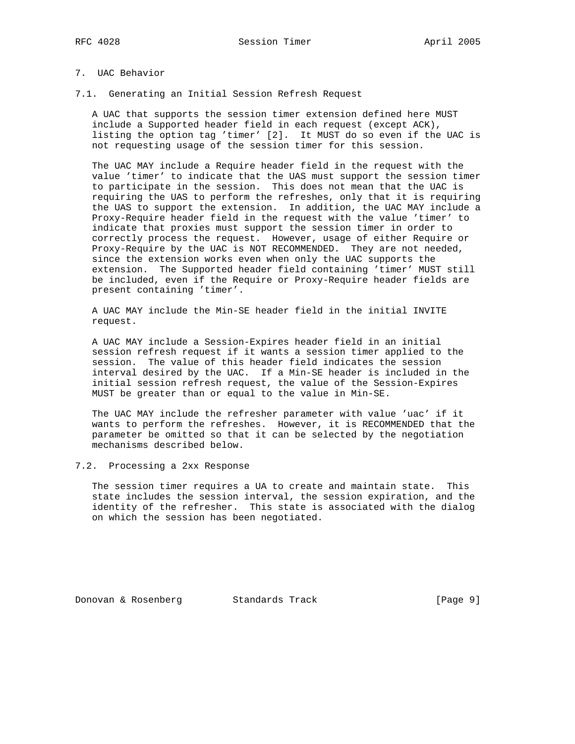## 7. UAC Behavior

### 7.1. Generating an Initial Session Refresh Request

A UAC that supports the session timer extension defined here MUST include a Supported header field in each request (except ACK), listing the option tag 'timer' [2]. It MUST do so even if the UAC is not requesting usage of the session timer for this session.

The UAC MAY include a Require header field in the request with the value 'timer' to indicate that the UAS must support the session timer to participate in the session. This does not mean that the UAC is requiring the UAS to perform the refreshes, only that it is requiring the UAS to support the extension. In addition, the UAC MAY include a Proxy-Require header field in the request with the value 'timer' to indicate that proxies must support the session timer in order to correctly process the request. However, usage of either Require or Proxy-Require by the UAC is NOT RECOMMENDED. They are not needed, since the extension works even when only the UAC supports the extension. The Supported header field containing 'timer' MUST still be included, even if the Require or Proxy-Require header fields are present containing 'timer'.

A UAC MAY include the Min-SE header field in the initial INVITE request.

A UAC MAY include a Session-Expires header field in an initial session refresh request if it wants a session timer applied to the session. The value of this header field indicates the session interval desired by the UAC. If a Min-SE header is included in the initial session refresh request, the value of the Session-Expires MUST be greater than or equal to the value in Min-SE.

The UAC MAY include the refresher parameter with value 'uac' if it wants to perform the refreshes. However, it is RECOMMENDED that the parameter be omitted so that it can be selected by the negotiation mechanisms described below.

### 7.2. Processing a 2xx Response

The session timer requires a UA to create and maintain state. This state includes the session interval, the session expiration, and the identity of the refresher. This state is associated with the dialog on which the session has been negotiated.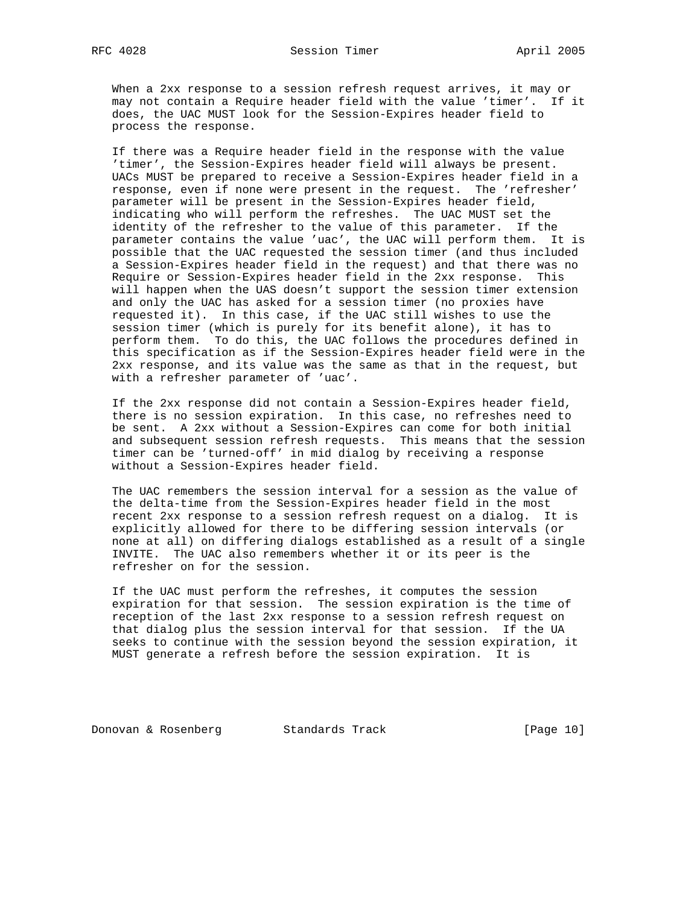When a 2xx response to a session refresh request arrives, it may or may not contain a Require header field with the value 'timer'. If it does, the UAC MUST look for the Session-Expires header field to process the response.

If there was a Require header field in the response with the value 'timer', the Session-Expires header field will always be present. UACs MUST be prepared to receive a Session-Expires header field in a response, even if none were present in the request. The 'refresher' parameter will be present in the Session-Expires header field, indicating who will perform the refreshes. The UAC MUST set the identity of the refresher to the value of this parameter. If the parameter contains the value 'uac', the UAC will perform them. It is possible that the UAC requested the session timer (and thus included a Session-Expires header field in the request) and that there was no Require or Session-Expires header field in the 2xx response. This will happen when the UAS doesn't support the session timer extension and only the UAC has asked for a session timer (no proxies have requested it). In this case, if the UAC still wishes to use the session timer (which is purely for its benefit alone), it has to perform them. To do this, the UAC follows the procedures defined in this specification as if the Session-Expires header field were in the 2xx response, and its value was the same as that in the request, but with a refresher parameter of 'uac'.

If the 2xx response did not contain a Session-Expires header field, there is no session expiration. In this case, no refreshes need to be sent. A 2xx without a Session-Expires can come for both initial and subsequent session refresh requests. This means that the session timer can be 'turned-off' in mid dialog by receiving a response without a Session-Expires header field.

The UAC remembers the session interval for a session as the value of the delta-time from the Session-Expires header field in the most recent 2xx response to a session refresh request on a dialog. It is explicitly allowed for there to be differing session intervals (or none at all) on differing dialogs established as a result of a single INVITE. The UAC also remembers whether it or its peer is the refresher on for the session.

If the UAC must perform the refreshes, it computes the session expiration for that session. The session expiration is the time of reception of the last 2xx response to a session refresh request on that dialog plus the session interval for that session. If the UA seeks to continue with the session beyond the session expiration, it MUST generate a refresh before the session expiration. It is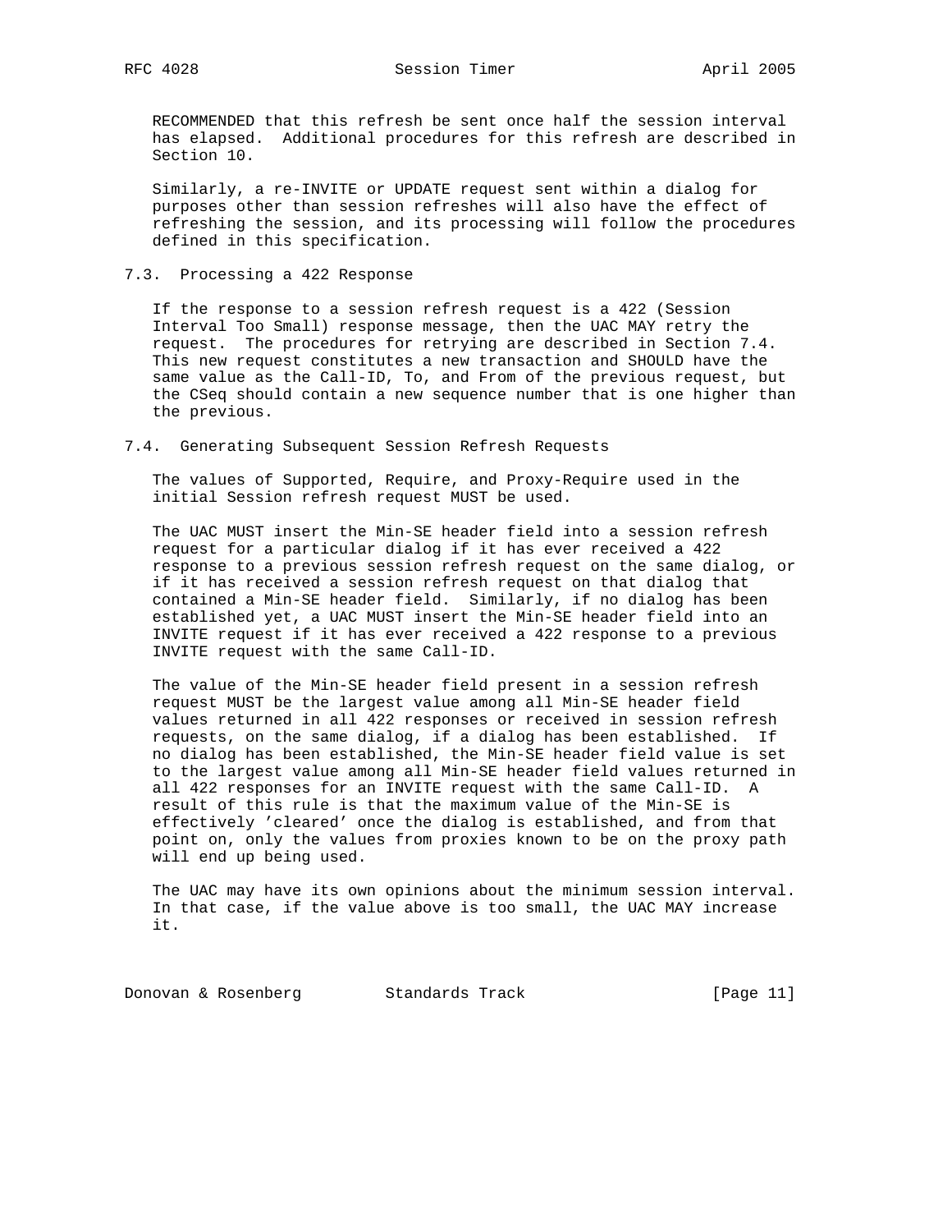RECOMMENDED that this refresh be sent once half the session interval has elapsed. Additional procedures for this refresh are described in Section 10.

Similarly, a re-INVITE or UPDATE request sent within a dialog for purposes other than session refreshes will also have the effect of refreshing the session, and its processing will follow the procedures defined in this specification.

### 7.3. Processing a 422 Response

If the response to a session refresh request is a 422 (Session Interval Too Small) response message, then the UAC MAY retry the request. The procedures for retrying are described in Section 7.4. This new request constitutes a new transaction and SHOULD have the same value as the Call-ID, To, and From of the previous request, but the CSeq should contain a new sequence number that is one higher than the previous.

### 7.4. Generating Subsequent Session Refresh Requests

The values of Supported, Require, and Proxy-Require used in the initial Session refresh request MUST be used.

The UAC MUST insert the Min-SE header field into a session refresh request for a particular dialog if it has ever received a 422 response to a previous session refresh request on the same dialog, or if it has received a session refresh request on that dialog that contained a Min-SE header field. Similarly, if no dialog has been established yet, a UAC MUST insert the Min-SE header field into an INVITE request if it has ever received a 422 response to a previous INVITE request with the same Call-ID.

The value of the Min-SE header field present in a session refresh request MUST be the largest value among all Min-SE header field values returned in all 422 responses or received in session refresh requests, on the same dialog, if a dialog has been established. If no dialog has been established, the Min-SE header field value is set to the largest value among all Min-SE header field values returned in all 422 responses for an INVITE request with the same Call-ID. A result of this rule is that the maximum value of the Min-SE is effectively 'cleared' once the dialog is established, and from that point on, only the values from proxies known to be on the proxy path will end up being used.

The UAC may have its own opinions about the minimum session interval. In that case, if the value above is too small, the UAC MAY increase it.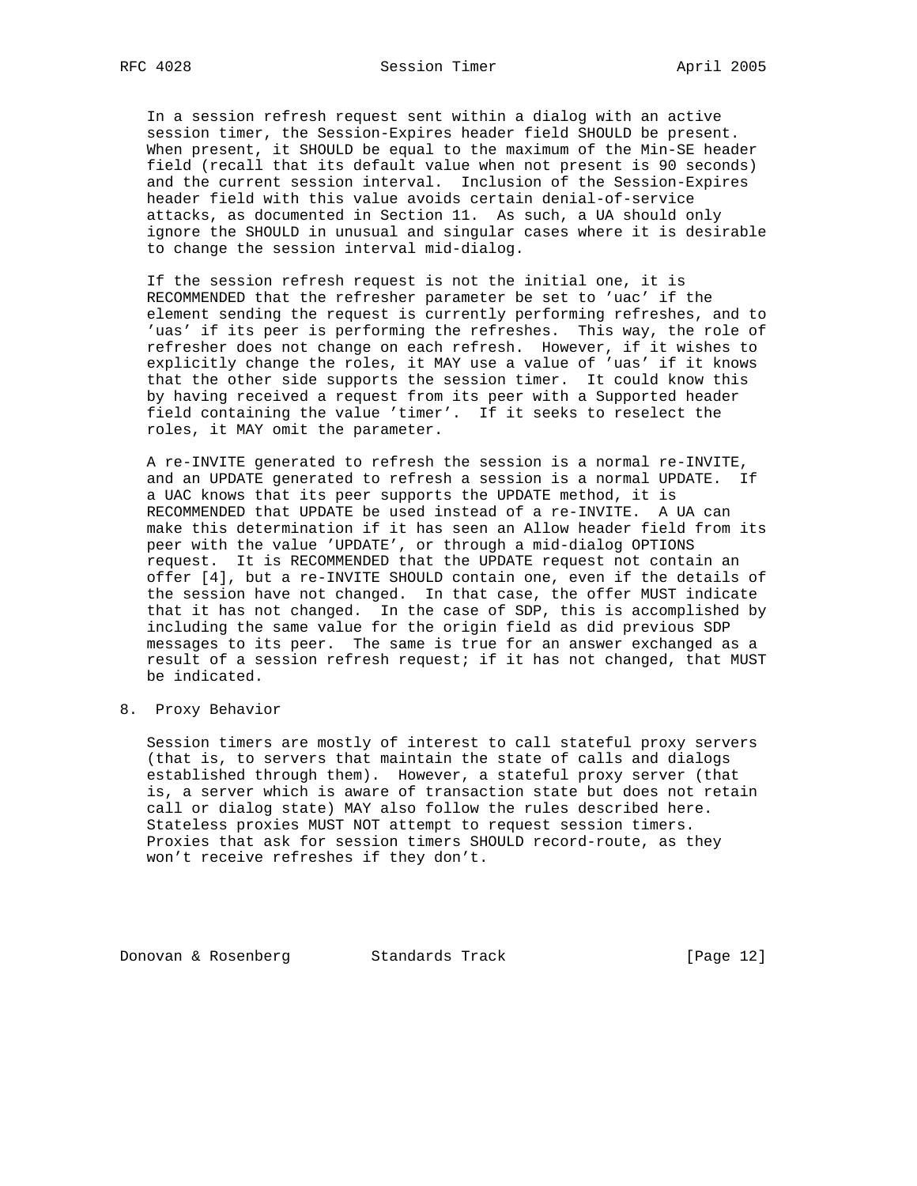In a session refresh request sent within a dialog with an active session timer, the Session-Expires header field SHOULD be present. When present, it SHOULD be equal to the maximum of the Min-SE header field (recall that its default value when not present is 90 seconds) and the current session interval. Inclusion of the Session-Expires header field with this value avoids certain denial-of-service attacks, as documented in Section 11. As such, a UA should only ignore the SHOULD in unusual and singular cases where it is desirable to change the session interval mid-dialog.

If the session refresh request is not the initial one, it is RECOMMENDED that the refresher parameter be set to 'uac' if the element sending the request is currently performing refreshes, and to 'uas' if its peer is performing the refreshes. This way, the role of refresher does not change on each refresh. However, if it wishes to explicitly change the roles, it MAY use a value of 'uas' if it knows that the other side supports the session timer. It could know this by having received a request from its peer with a Supported header field containing the value 'timer'. If it seeks to reselect the roles, it MAY omit the parameter.

A re-INVITE generated to refresh the session is a normal re-INVITE, and an UPDATE generated to refresh a session is a normal UPDATE. If a UAC knows that its peer supports the UPDATE method, it is RECOMMENDED that UPDATE be used instead of a re-INVITE. A UA can make this determination if it has seen an Allow header field from its peer with the value 'UPDATE', or through a mid-dialog OPTIONS request. It is RECOMMENDED that the UPDATE request not contain an offer [4], but a re-INVITE SHOULD contain one, even if the details of the session have not changed. In that case, the offer MUST indicate that it has not changed. In the case of SDP, this is accomplished by including the same value for the origin field as did previous SDP messages to its peer. The same is true for an answer exchanged as a result of a session refresh request; if it has not changed, that MUST be indicated.

## 8. Proxy Behavior

Session timers are mostly of interest to call stateful proxy servers (that is, to servers that maintain the state of calls and dialogs established through them). However, a stateful proxy server (that is, a server which is aware of transaction state but does not retain call or dialog state) MAY also follow the rules described here. Stateless proxies MUST NOT attempt to request session timers. Proxies that ask for session timers SHOULD record-route, as they won't receive refreshes if they don't.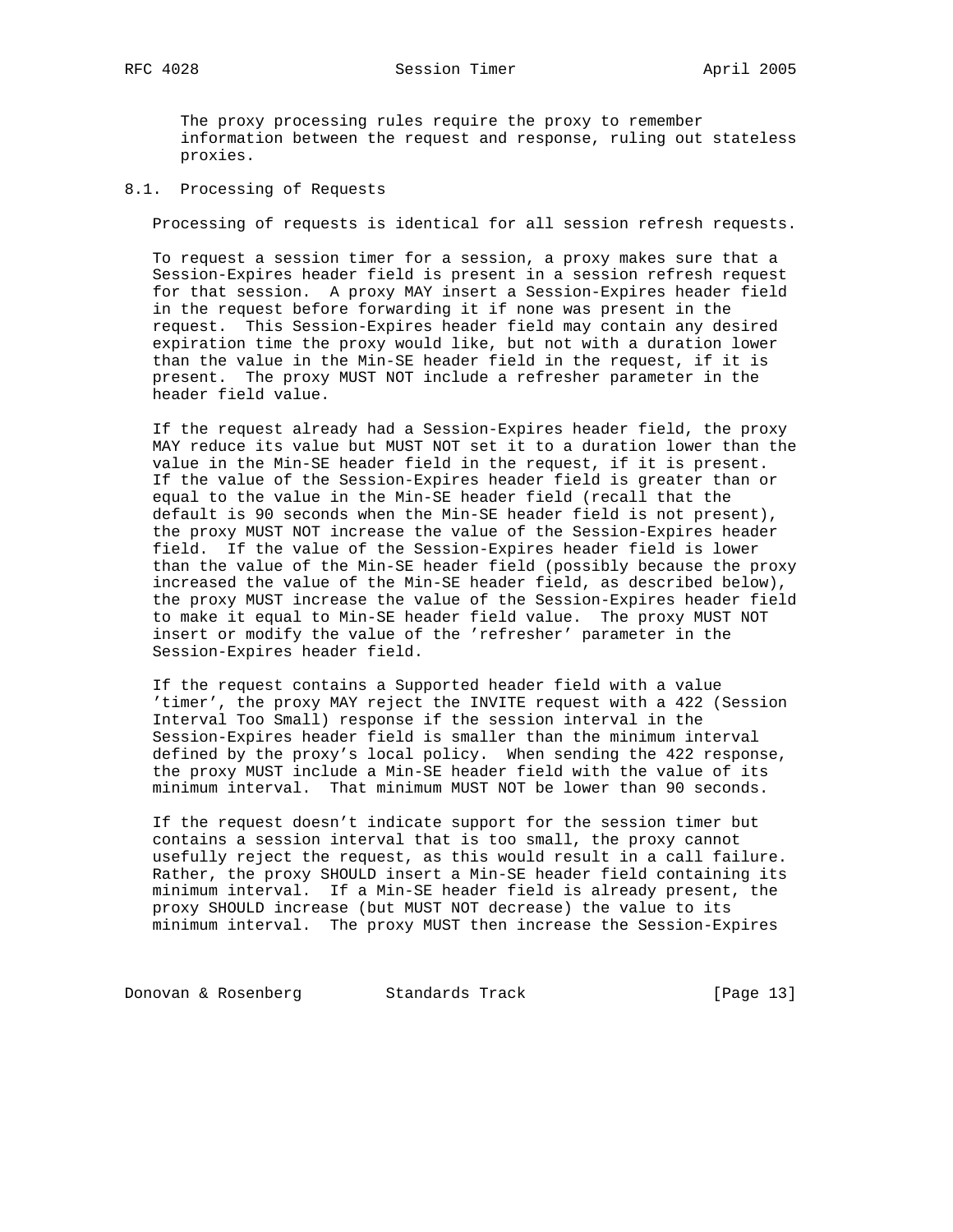The proxy processing rules require the proxy to remember information between the request and response, ruling out stateless proxies.

## 8.1. Processing of Requests

Processing of requests is identical for all session refresh requests.

To request a session timer for a session, a proxy makes sure that a Session-Expires header field is present in a session refresh request for that session. A proxy MAY insert a Session-Expires header field in the request before forwarding it if none was present in the request. This Session-Expires header field may contain any desired expiration time the proxy would like, but not with a duration lower than the value in the Min-SE header field in the request, if it is present. The proxy MUST NOT include a refresher parameter in the header field value.

If the request already had a Session-Expires header field, the proxy MAY reduce its value but MUST NOT set it to a duration lower than the value in the Min-SE header field in the request, if it is present. If the value of the Session-Expires header field is greater than or equal to the value in the Min-SE header field (recall that the default is 90 seconds when the Min-SE header field is not present), the proxy MUST NOT increase the value of the Session-Expires header field. If the value of the Session-Expires header field is lower than the value of the Min-SE header field (possibly because the proxy increased the value of the Min-SE header field, as described below), the proxy MUST increase the value of the Session-Expires header field to make it equal to Min-SE header field value. The proxy MUST NOT insert or modify the value of the 'refresher' parameter in the Session-Expires header field.

If the request contains a Supported header field with a value 'timer', the proxy MAY reject the INVITE request with a 422 (Session Interval Too Small) response if the session interval in the Session-Expires header field is smaller than the minimum interval defined by the proxy's local policy. When sending the 422 response, the proxy MUST include a Min-SE header field with the value of its minimum interval. That minimum MUST NOT be lower than 90 seconds.

If the request doesn't indicate support for the session timer but contains a session interval that is too small, the proxy cannot usefully reject the request, as this would result in a call failure. Rather, the proxy SHOULD insert a Min-SE header field containing its minimum interval. If a Min-SE header field is already present, the proxy SHOULD increase (but MUST NOT decrease) the value to its minimum interval. The proxy MUST then increase the Session-Expires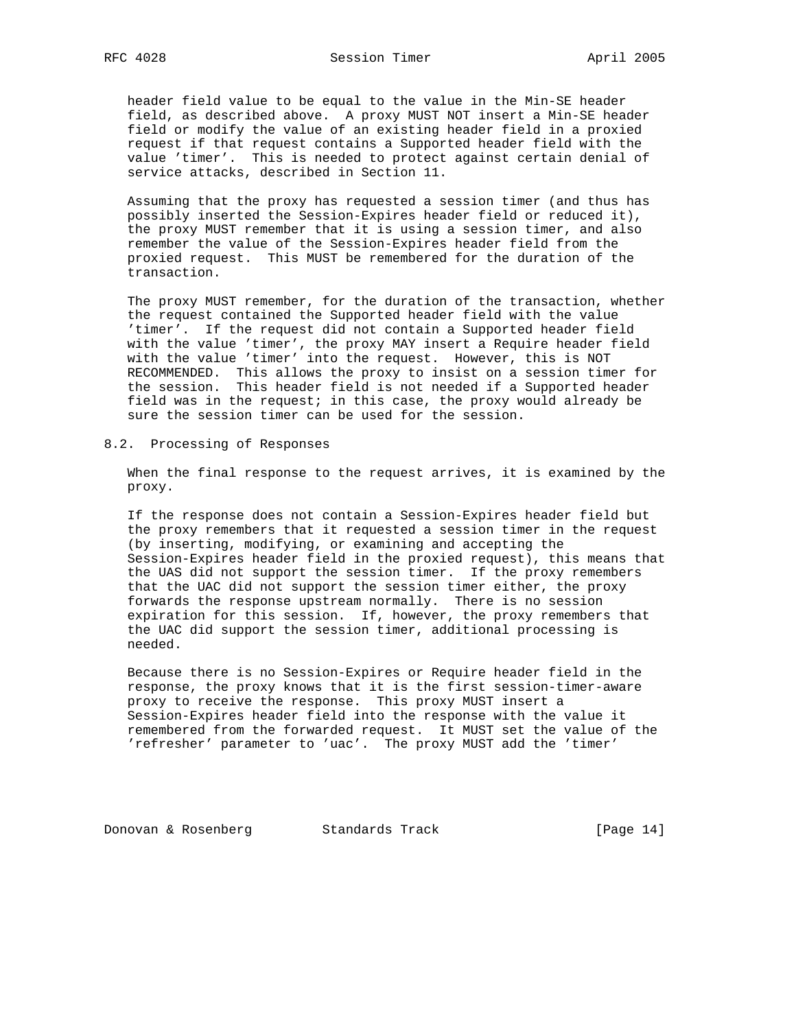header field value to be equal to the value in the Min-SE header field, as described above. A proxy MUST NOT insert a Min-SE header field or modify the value of an existing header field in a proxied request if that request contains a Supported header field with the value 'timer'. This is needed to protect against certain denial of service attacks, described in Section 11.

Assuming that the proxy has requested a session timer (and thus has possibly inserted the Session-Expires header field or reduced it), the proxy MUST remember that it is using a session timer, and also remember the value of the Session-Expires header field from the proxied request. This MUST be remembered for the duration of the transaction.

The proxy MUST remember, for the duration of the transaction, whether the request contained the Supported header field with the value 'timer'. If the request did not contain a Supported header field with the value 'timer', the proxy MAY insert a Require header field with the value 'timer' into the request. However, this is NOT RECOMMENDED. This allows the proxy to insist on a session timer for the session. This header field is not needed if a Supported header field was in the request; in this case, the proxy would already be sure the session timer can be used for the session.

## 8.2. Processing of Responses

When the final response to the request arrives, it is examined by the proxy.

If the response does not contain a Session-Expires header field but the proxy remembers that it requested a session timer in the request (by inserting, modifying, or examining and accepting the Session-Expires header field in the proxied request), this means that the UAS did not support the session timer. If the proxy remembers that the UAC did not support the session timer either, the proxy forwards the response upstream normally. There is no session expiration for this session. If, however, the proxy remembers that the UAC did support the session timer, additional processing is needed.

Because there is no Session-Expires or Require header field in the response, the proxy knows that it is the first session-timer-aware proxy to receive the response. This proxy MUST insert a Session-Expires header field into the response with the value it remembered from the forwarded request. It MUST set the value of the 'refresher' parameter to 'uac'. The proxy MUST add the 'timer'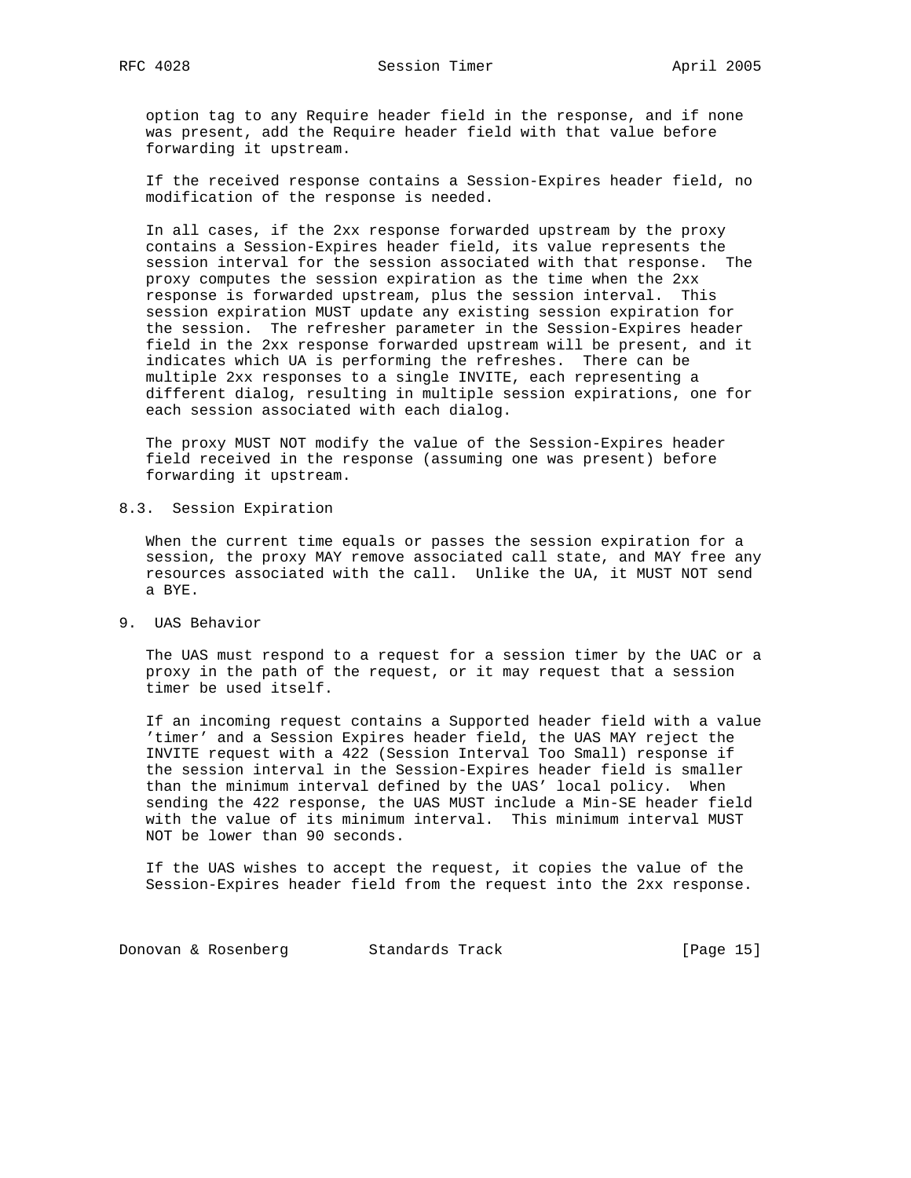option tag to any Require header field in the response, and if none was present, add the Require header field with that value before forwarding it upstream.

If the received response contains a Session-Expires header field, no modification of the response is needed.

In all cases, if the 2xx response forwarded upstream by the proxy contains a Session-Expires header field, its value represents the session interval for the session associated with that response. The proxy computes the session expiration as the time when the 2xx response is forwarded upstream, plus the session interval. This session expiration MUST update any existing session expiration for the session. The refresher parameter in the Session-Expires header field in the 2xx response forwarded upstream will be present, and it indicates which UA is performing the refreshes. There can be multiple 2xx responses to a single INVITE, each representing a different dialog, resulting in multiple session expirations, one for each session associated with each dialog.

The proxy MUST NOT modify the value of the Session-Expires header field received in the response (assuming one was present) before forwarding it upstream.

### 8.3. Session Expiration

When the current time equals or passes the session expiration for a session, the proxy MAY remove associated call state, and MAY free any resources associated with the call. Unlike the UA, it MUST NOT send a BYE.

## 9. UAS Behavior

The UAS must respond to a request for a session timer by the UAC or a proxy in the path of the request, or it may request that a session timer be used itself.

If an incoming request contains a Supported header field with a value 'timer' and a Session Expires header field, the UAS MAY reject the INVITE request with a 422 (Session Interval Too Small) response if the session interval in the Session-Expires header field is smaller than the minimum interval defined by the UAS' local policy. When sending the 422 response, the UAS MUST include a Min-SE header field with the value of its minimum interval. This minimum interval MUST NOT be lower than 90 seconds.

If the UAS wishes to accept the request, it copies the value of the Session-Expires header field from the request into the 2xx response.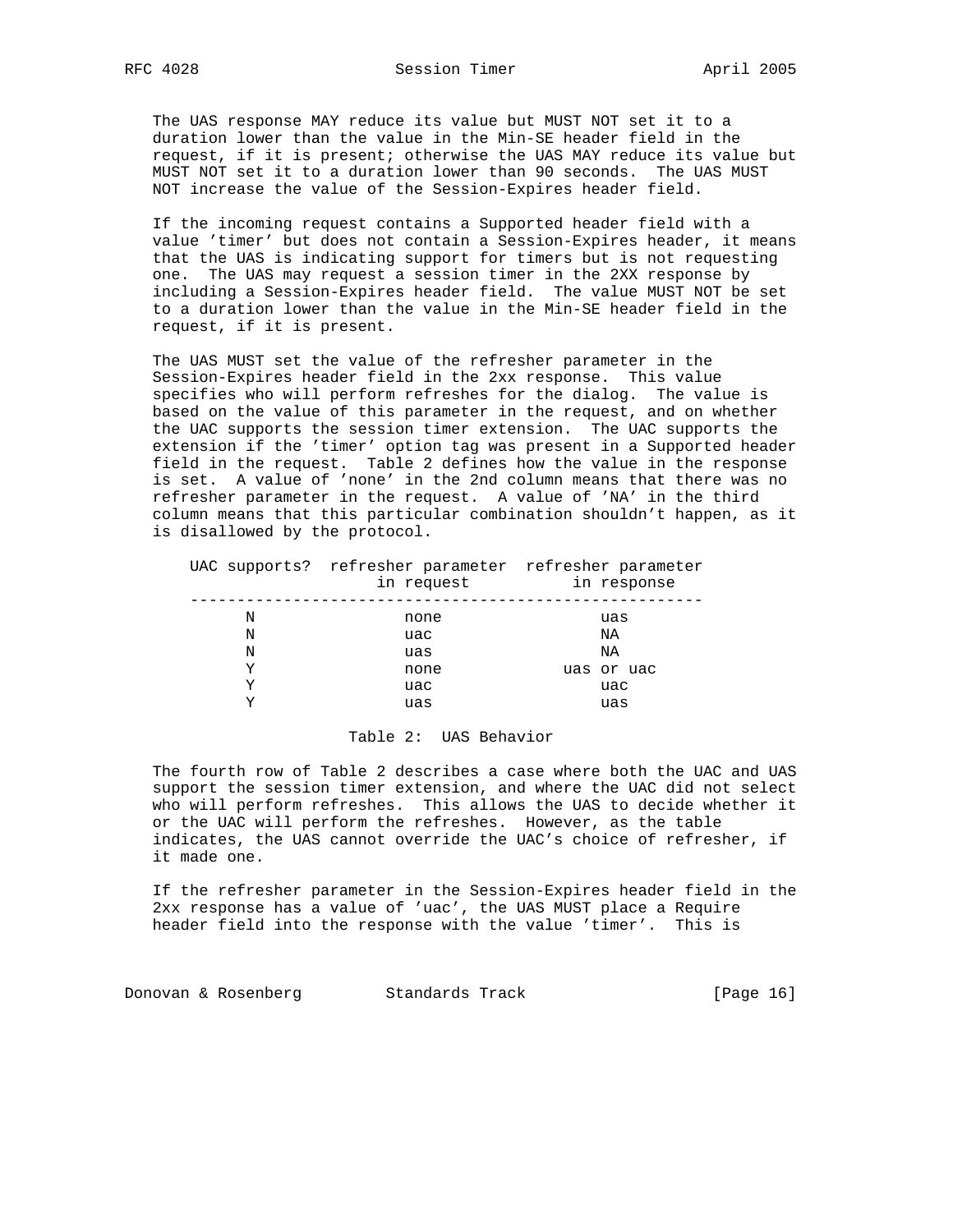The UAS response MAY reduce its value but MUST NOT set it to a duration lower than the value in the Min-SE header field in the request, if it is present; otherwise the UAS MAY reduce its value but MUST NOT set it to a duration lower than 90 seconds. The UAS MUST NOT increase the value of the Session-Expires header field.

If the incoming request contains a Supported header field with a value 'timer' but does not contain a Session-Expires header, it means that the UAS is indicating support for timers but is not requesting one. The UAS may request a session timer in the 2XX response by including a Session-Expires header field. The value MUST NOT be set to a duration lower than the value in the Min-SE header field in the request, if it is present.

The UAS MUST set the value of the refresher parameter in the Session-Expires header field in the 2xx response. This value specifies who will perform refreshes for the dialog. The value is based on the value of this parameter in the request, and on whether the UAC supports the session timer extension. The UAC supports the extension if the 'timer' option tag was present in a Supported header field in the request. Table 2 defines how the value in the response is set. A value of 'none' in the 2nd column means that there was no refresher parameter in the request. A value of 'NA' in the third column means that this particular combination shouldn't happen, as it is disallowed by the protocol.

| UAC supports? | refresher parameter in request | refresher parameter in response |
|---|---|---|
| N | none | uas |
| N | uac | NA |
| N | uas | NA |
| Y | none | uas or uac |
| Y | uac | uac |
| Y | uas | uas |

Table 2: UAS Behavior

The fourth row of Table 2 describes a case where both the UAC and UAS support the session timer extension, and where the UAC did not select who will perform refreshes. This allows the UAS to decide whether it or the UAC will perform the refreshes. However, as the table indicates, the UAS cannot override the UAC's choice of refresher, if it made one.

If the refresher parameter in the Session-Expires header field in the 2xx response has a value of 'uac', the UAS MUST place a Require header field into the response with the value 'timer'. This is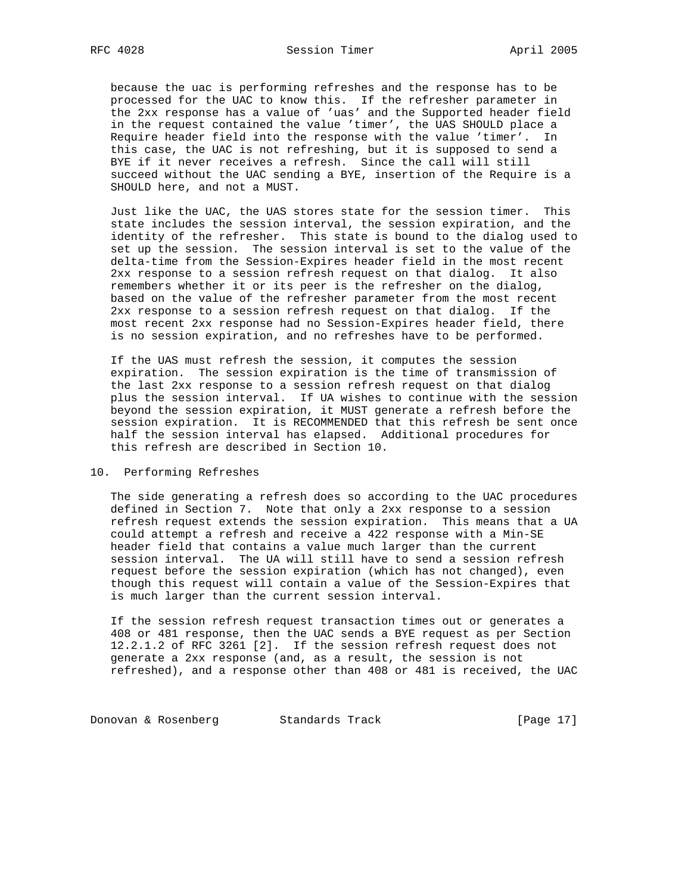because the uac is performing refreshes and the response has to be processed for the UAC to know this. If the refresher parameter in the 2xx response has a value of 'uas' and the Supported header field in the request contained the value 'timer', the UAS SHOULD place a Require header field into the response with the value 'timer'. In this case, the UAC is not refreshing, but it is supposed to send a BYE if it never receives a refresh. Since the call will still succeed without the UAC sending a BYE, insertion of the Require is a SHOULD here, and not a MUST.

Just like the UAC, the UAS stores state for the session timer. This state includes the session interval, the session expiration, and the identity of the refresher. This state is bound to the dialog used to set up the session. The session interval is set to the value of the delta-time from the Session-Expires header field in the most recent 2xx response to a session refresh request on that dialog. It also remembers whether it or its peer is the refresher on the dialog, based on the value of the refresher parameter from the most recent 2xx response to a session refresh request on that dialog. If the most recent 2xx response had no Session-Expires header field, there is no session expiration, and no refreshes have to be performed.

If the UAS must refresh the session, it computes the session expiration. The session expiration is the time of transmission of the last 2xx response to a session refresh request on that dialog plus the session interval. If UA wishes to continue with the session beyond the session expiration, it MUST generate a refresh before the session expiration. It is RECOMMENDED that this refresh be sent once half the session interval has elapsed. Additional procedures for this refresh are described in Section 10.

## 10. Performing Refreshes

The side generating a refresh does so according to the UAC procedures defined in Section 7. Note that only a 2xx response to a session refresh request extends the session expiration. This means that a UA could attempt a refresh and receive a 422 response with a Min-SE header field that contains a value much larger than the current session interval. The UA will still have to send a session refresh request before the session expiration (which has not changed), even though this request will contain a value of the Session-Expires that is much larger than the current session interval.

If the session refresh request transaction times out or generates a 408 or 481 response, then the UAC sends a BYE request as per Section 12.2.1.2 of RFC 3261 [2]. If the session refresh request does not generate a 2xx response (and, as a result, the session is not refreshed), and a response other than 408 or 481 is received, the UAC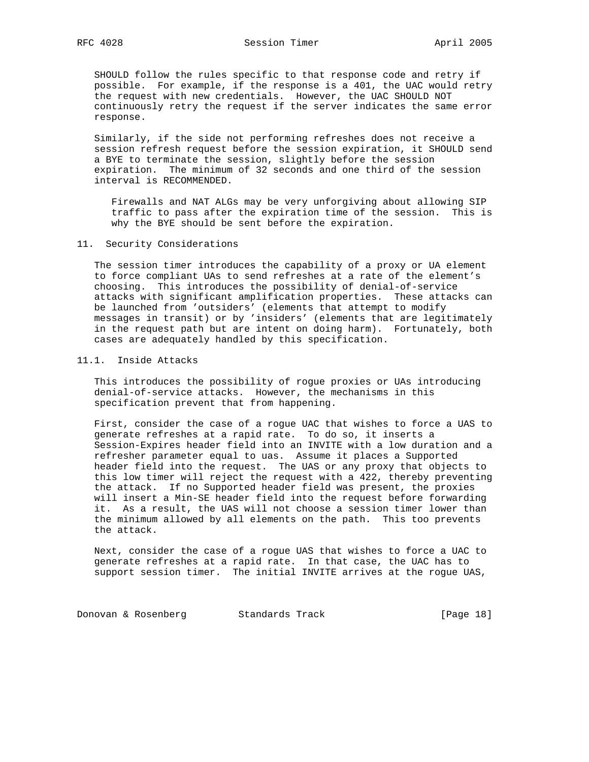SHOULD follow the rules specific to that response code and retry if possible. For example, if the response is a 401, the UAC would retry the request with new credentials. However, the UAC SHOULD NOT continuously retry the request if the server indicates the same error response.

Similarly, if the side not performing refreshes does not receive a session refresh request before the session expiration, it SHOULD send a BYE to terminate the session, slightly before the session expiration. The minimum of 32 seconds and one third of the session interval is RECOMMENDED.

> Firewalls and NAT ALGs may be very unforgiving about allowing SIP traffic to pass after the expiration time of the session. This is why the BYE should be sent before the expiration.

## 11. Security Considerations

The session timer introduces the capability of a proxy or UA element to force compliant UAs to send refreshes at a rate of the element's choosing. This introduces the possibility of denial-of-service attacks with significant amplification properties. These attacks can be launched from 'outsiders' (elements that attempt to modify messages in transit) or by 'insiders' (elements that are legitimately in the request path but are intent on doing harm). Fortunately, both cases are adequately handled by this specification.

### 11.1. Inside Attacks

This introduces the possibility of rogue proxies or UAs introducing denial-of-service attacks. However, the mechanisms in this specification prevent that from happening.

First, consider the case of a rogue UAC that wishes to force a UAS to generate refreshes at a rapid rate. To do so, it inserts a Session-Expires header field into an INVITE with a low duration and a refresher parameter equal to uas. Assume it places a Supported header field into the request. The UAS or any proxy that objects to this low timer will reject the request with a 422, thereby preventing the attack. If no Supported header field was present, the proxies will insert a Min-SE header field into the request before forwarding it. As a result, the UAS will not choose a session timer lower than the minimum allowed by all elements on the path. This too prevents the attack.

Next, consider the case of a rogue UAS that wishes to force a UAC to generate refreshes at a rapid rate. In that case, the UAC has to support session timer. The initial INVITE arrives at the rogue UAS,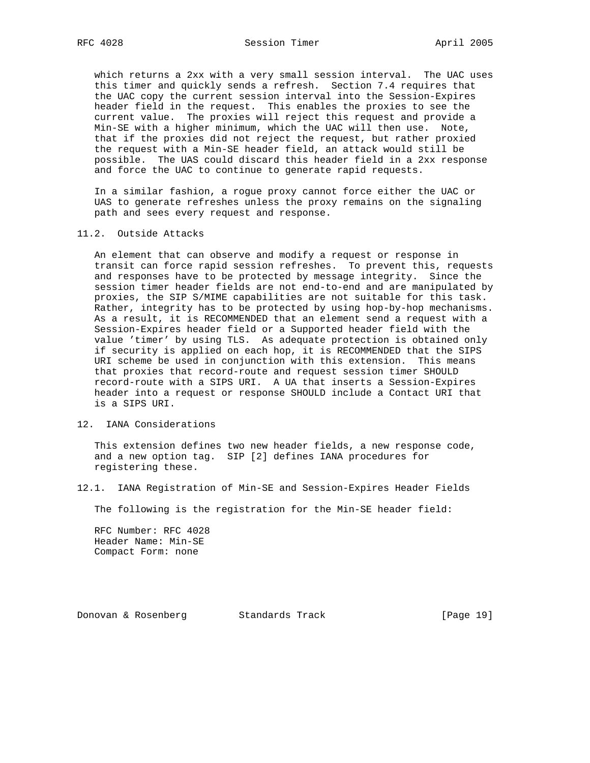which returns a 2xx with a very small session interval. The UAC uses this timer and quickly sends a refresh. Section 7.4 requires that the UAC copy the current session interval into the Session-Expires header field in the request. This enables the proxies to see the current value. The proxies will reject this request and provide a Min-SE with a higher minimum, which the UAC will then use. Note, that if the proxies did not reject the request, but rather proxied the request with a Min-SE header field, an attack would still be possible. The UAS could discard this header field in a 2xx response and force the UAC to continue to generate rapid requests.

In a similar fashion, a rogue proxy cannot force either the UAC or UAS to generate refreshes unless the proxy remains on the signaling path and sees every request and response.

### 11.2. Outside Attacks

An element that can observe and modify a request or response in transit can force rapid session refreshes. To prevent this, requests and responses have to be protected by message integrity. Since the session timer header fields are not end-to-end and are manipulated by proxies, the SIP S/MIME capabilities are not suitable for this task. Rather, integrity has to be protected by using hop-by-hop mechanisms. As a result, it is RECOMMENDED that an element send a request with a Session-Expires header field or a Supported header field with the value 'timer' by using TLS. As adequate protection is obtained only if security is applied on each hop, it is RECOMMENDED that the SIPS URI scheme be used in conjunction with this extension. This means that proxies that record-route and request session timer SHOULD record-route with a SIPS URI. A UA that inserts a Session-Expires header into a request or response SHOULD include a Contact URI that is a SIPS URI.

## 12. IANA Considerations

This extension defines two new header fields, a new response code, and a new option tag. SIP [2] defines IANA procedures for registering these.

### 12.1. IANA Registration of Min-SE and Session-Expires Header Fields

The following is the registration for the Min-SE header field:

RFC Number: RFC 4028
Header Name: Min-SE
Compact Form: none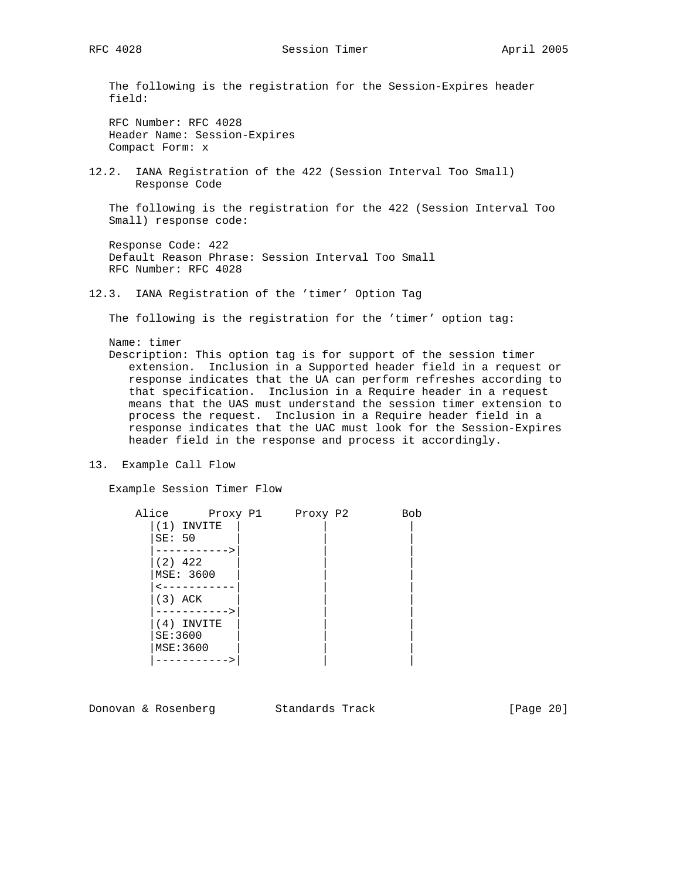The following is the registration for the Session-Expires header field:

RFC Number: RFC 4028
Header Name: Session-Expires
Compact Form: x

## 12.2. IANA Registration of the 422 (Session Interval Too Small) Response Code

The following is the registration for the 422 (Session Interval Too Small) response code:

Response Code: 422
Default Reason Phrase: Session Interval Too Small
RFC Number: RFC 4028

## 12.3. IANA Registration of the 'timer' Option Tag

The following is the registration for the 'timer' option tag:

Name: timer
Description: This option tag is for support of the session timer extension. Inclusion in a Supported header field in a request or response indicates that the UA can perform refreshes according to that specification. Inclusion in a Require header in a request means that the UAS must understand the session timer extension to process the request. Inclusion in a Require header field in a response indicates that the UAC must look for the Session-Expires header field in the response and process it accordingly.

# 13. Example Call Flow

Example Session Timer Flow

```
 Alice      Proxy P1     Proxy P2        Bob
   |(1) INVITE  |            |            |
   |SE: 50      |            |            |
   |----------->|            |            |
   |(2) 422     |            |            |
   |MSE: 3600   |            |            |
   |<-----------|            |            |
   |(3) ACK     |            |            |
   |----------->|            |            |
   |(4) INVITE  |            |            |
   |SE:3600     |            |            |
   |MSE:3600    |            |            |
   |----------->|            |            |
```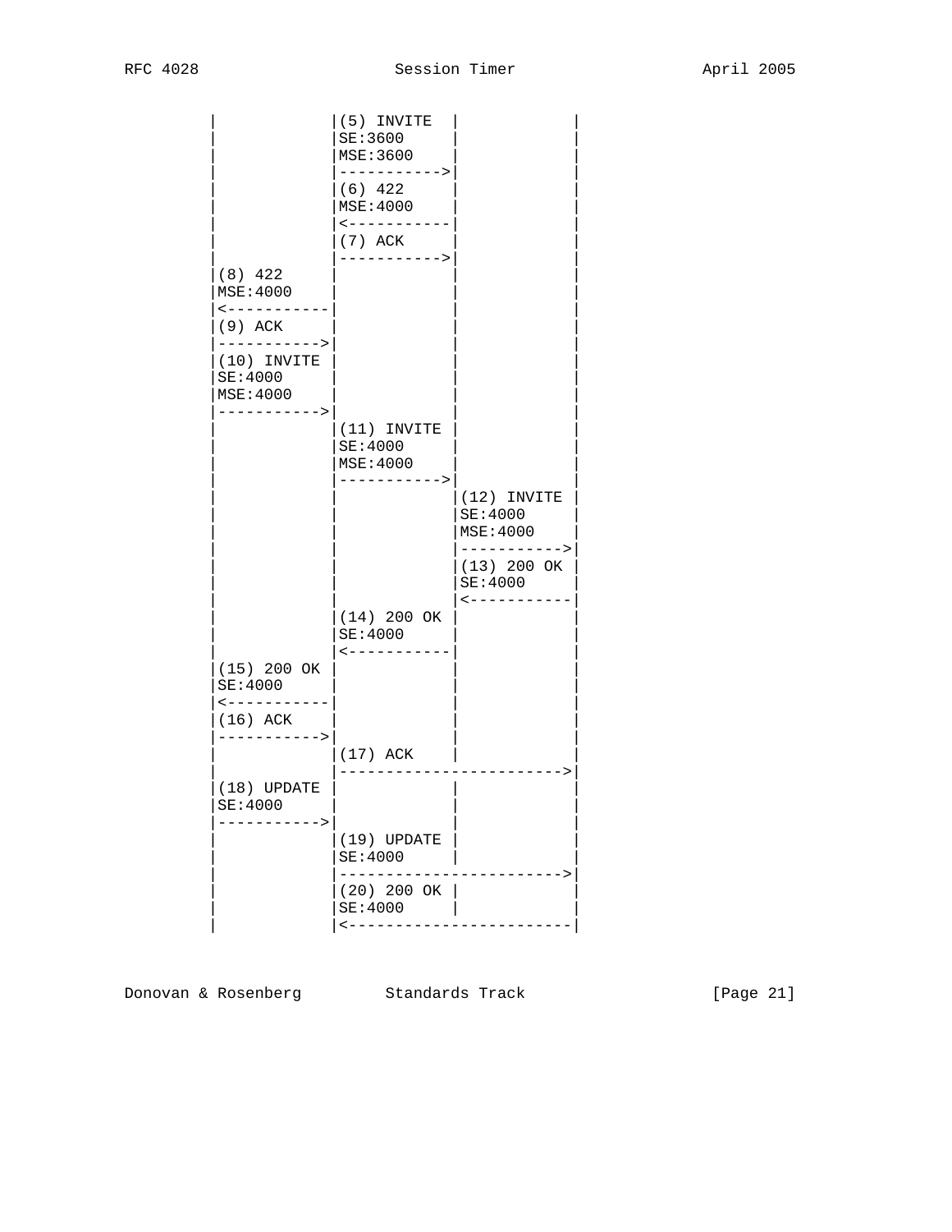```
         |             |(5) INVITE  |             |
         |             |SE:3600     |             |
         |             |MSE:3600    |             |
         |             |----------->|             |
         |             |(6) 422     |             |
         |             |MSE:4000    |             |
         |             |<-----------|             |
         |             |(7) ACK     |             |
         |             |----------->|             |
         |(8) 422      |            |             |
         |MSE:4000     |            |             |
         |<------------|            |             |
         |(9) ACK      |            |             |
         |------------>|            |             |
         |(10) INVITE  |            |             |
         |SE:4000      |            |             |
         |MSE:4000     |            |             |
         |------------>|            |             |
         |             |(11) INVITE |             |
         |             |SE:4000     |             |
         |             |MSE:4000    |             |
         |             |----------->|             |
         |             |            |(12) INVITE  |
         |             |            |SE:4000      |
         |             |            |MSE:4000     |
         |             |            |------------>|
         |             |            |(13) 200 OK  |
         |             |            |SE:4000      |
         |             |            |<------------|
         |             |(14) 200 OK |             |
         |             |SE:4000     |             |
         |             |<-----------|             |
         |(15) 200 OK  |            |             |
         |SE:4000      |            |             |
         |<------------|            |             |
         |(16) ACK     |            |             |
         |------------>|            |             |
         |             |(17) ACK    |             |
         |             |------------------------->|
         |(18) UPDATE  |            |             |
         |SE:4000      |            |             |
         |------------>|            |             |
         |             |(19) UPDATE |             |
         |             |SE:4000     |             |
         |             |------------------------->|
         |             |(20) 200 OK |             |
         |             |SE:4000     |             |
         |             |<-------------------------|
```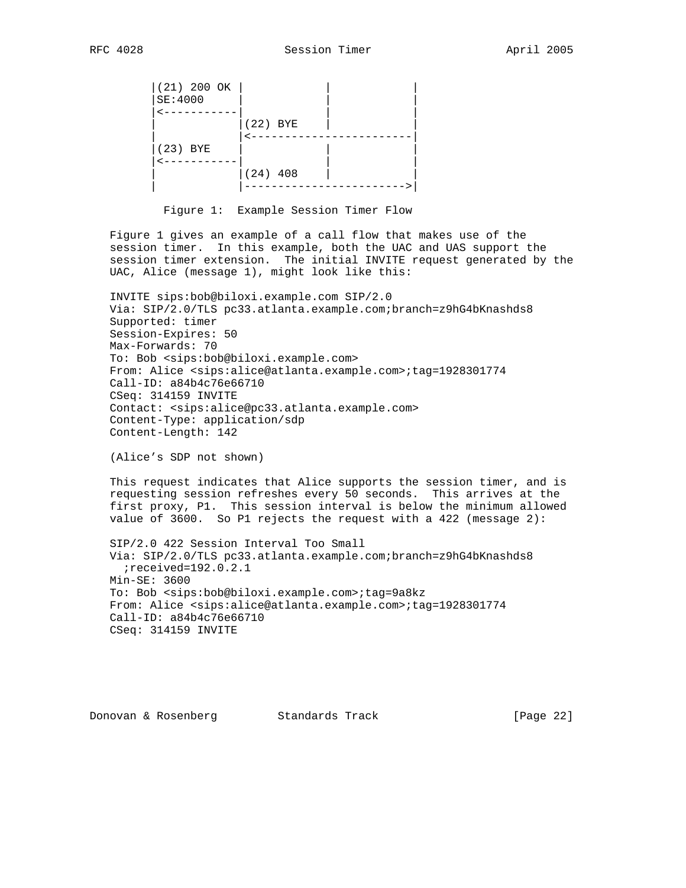```
   |(21) 200 OK |            |            |
   |SE:4000     |            |            |
   |<-----------|            |            |
   |            |(22) BYE    |            |
   |            |<------------------------|
   |(23) BYE    |            |            |
   |<-----------|            |            |
   |            |(24) 408    |            |
   |            |------------------------>|
```

Figure 1: Example Session Timer Flow

Figure 1 gives an example of a call flow that makes use of the session timer. In this example, both the UAC and UAS support the session timer extension. The initial INVITE request generated by the UAC, Alice (message 1), might look like this:

```
INVITE sips:bob@biloxi.example.com SIP/2.0
Via: SIP/2.0/TLS pc33.atlanta.example.com;branch=z9hG4bKnashds8
Supported: timer
Session-Expires: 50
Max-Forwards: 70
To: Bob <sips:bob@biloxi.example.com>
From: Alice <sips:alice@atlanta.example.com>;tag=1928301774
Call-ID: a84b4c76e66710
CSeq: 314159 INVITE
Contact: <sips:alice@pc33.atlanta.example.com>
Content-Type: application/sdp
Content-Length: 142
```

(Alice's SDP not shown)

This request indicates that Alice supports the session timer, and is requesting session refreshes every 50 seconds. This arrives at the first proxy, P1. This session interval is below the minimum allowed value of 3600. So P1 rejects the request with a 422 (message 2):

```
SIP/2.0 422 Session Interval Too Small
Via: SIP/2.0/TLS pc33.atlanta.example.com;branch=z9hG4bKnashds8
  ;received=192.0.2.1
Min-SE: 3600
To: Bob <sips:bob@biloxi.example.com>;tag=9a8kz
From: Alice <sips:alice@atlanta.example.com>;tag=1928301774
Call-ID: a84b4c76e66710
CSeq: 314159 INVITE
```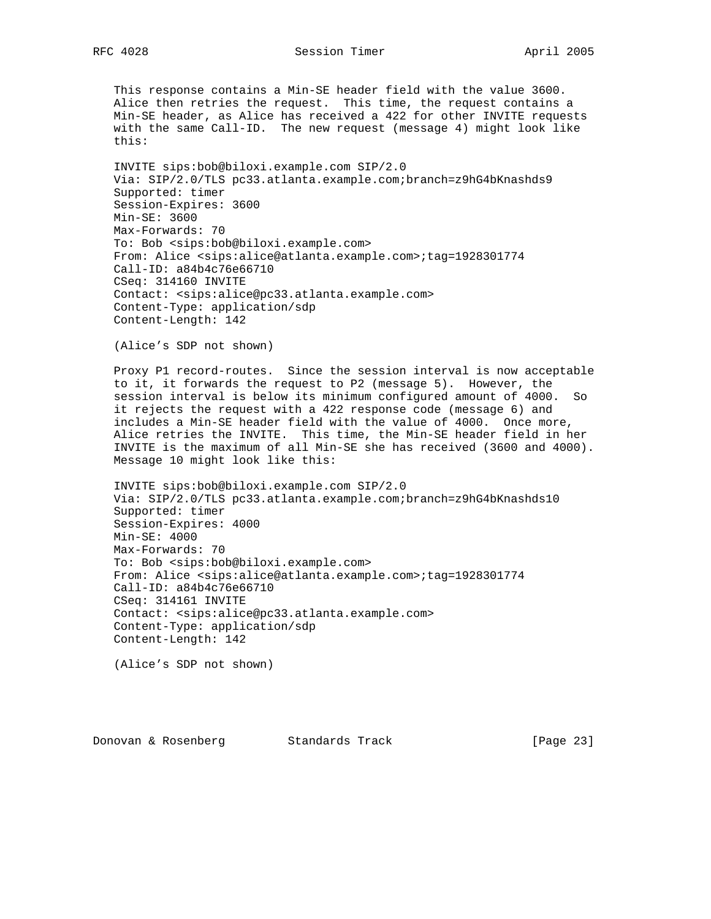This response contains a Min-SE header field with the value 3600. Alice then retries the request. This time, the request contains a Min-SE header, as Alice has received a 422 for other INVITE requests with the same Call-ID. The new request (message 4) might look like this:

```
INVITE sips:bob@biloxi.example.com SIP/2.0
Via: SIP/2.0/TLS pc33.atlanta.example.com;branch=z9hG4bKnashds9
Supported: timer
Session-Expires: 3600
Min-SE: 3600
Max-Forwards: 70
To: Bob <sips:bob@biloxi.example.com>
From: Alice <sips:alice@atlanta.example.com>;tag=1928301774
Call-ID: a84b4c76e66710
CSeq: 314160 INVITE
Contact: <sips:alice@pc33.atlanta.example.com>
Content-Type: application/sdp
Content-Length: 142

(Alice's SDP not shown)
```

Proxy P1 record-routes. Since the session interval is now acceptable to it, it forwards the request to P2 (message 5). However, the session interval is below its minimum configured amount of 4000. So it rejects the request with a 422 response code (message 6) and includes a Min-SE header field with the value of 4000. Once more, Alice retries the INVITE. This time, the Min-SE header field in her INVITE is the maximum of all Min-SE she has received (3600 and 4000). Message 10 might look like this:

```
INVITE sips:bob@biloxi.example.com SIP/2.0
Via: SIP/2.0/TLS pc33.atlanta.example.com;branch=z9hG4bKnashds10
Supported: timer
Session-Expires: 4000
Min-SE: 4000
Max-Forwards: 70
To: Bob <sips:bob@biloxi.example.com>
From: Alice <sips:alice@atlanta.example.com>;tag=1928301774
Call-ID: a84b4c76e66710
CSeq: 314161 INVITE
Contact: <sips:alice@pc33.atlanta.example.com>
Content-Type: application/sdp
Content-Length: 142

(Alice's SDP not shown)
```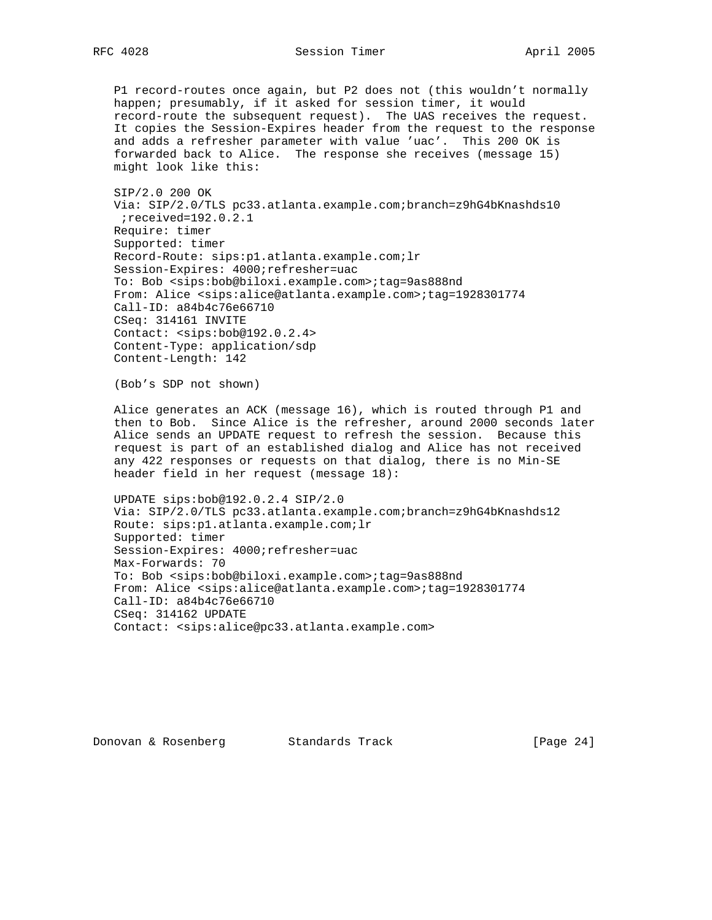P1 record-routes once again, but P2 does not (this wouldn't normally happen; presumably, if it asked for session timer, it would record-route the subsequent request). The UAS receives the request. It copies the Session-Expires header from the request to the response and adds a refresher parameter with value 'uac'. This 200 OK is forwarded back to Alice. The response she receives (message 15) might look like this:

```
SIP/2.0 200 OK
Via: SIP/2.0/TLS pc33.atlanta.example.com;branch=z9hG4bKnashds10
 ;received=192.0.2.1
Require: timer
Supported: timer
Record-Route: sips:p1.atlanta.example.com;lr
Session-Expires: 4000;refresher=uac
To: Bob <sips:bob@biloxi.example.com>;tag=9as888nd
From: Alice <sips:alice@atlanta.example.com>;tag=1928301774
Call-ID: a84b4c76e66710
CSeq: 314161 INVITE
Contact: <sips:bob@192.0.2.4>
Content-Type: application/sdp
Content-Length: 142
```

(Bob's SDP not shown)

Alice generates an ACK (message 16), which is routed through P1 and then to Bob. Since Alice is the refresher, around 2000 seconds later Alice sends an UPDATE request to refresh the session. Because this request is part of an established dialog and Alice has not received any 422 responses or requests on that dialog, there is no Min-SE header field in her request (message 18):

```
UPDATE sips:bob@192.0.2.4 SIP/2.0
Via: SIP/2.0/TLS pc33.atlanta.example.com;branch=z9hG4bKnashds12
Route: sips:p1.atlanta.example.com;lr
Supported: timer
Session-Expires: 4000;refresher=uac
Max-Forwards: 70
To: Bob <sips:bob@biloxi.example.com>;tag=9as888nd
From: Alice <sips:alice@atlanta.example.com>;tag=1928301774
Call-ID: a84b4c76e66710
CSeq: 314162 UPDATE
Contact: <sips:alice@pc33.atlanta.example.com>
```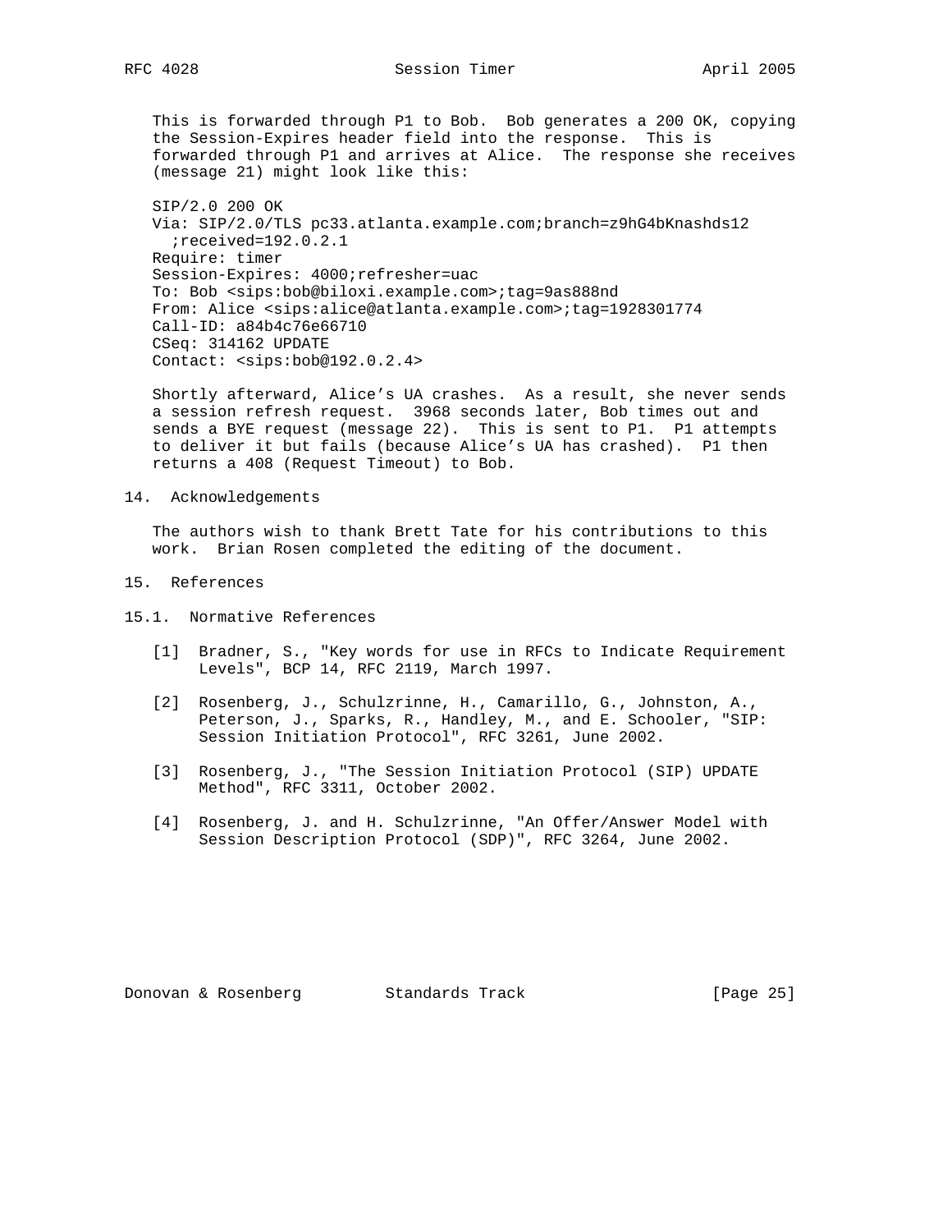This is forwarded through P1 to Bob. Bob generates a 200 OK, copying the Session-Expires header field into the response. This is forwarded through P1 and arrives at Alice. The response she receives (message 21) might look like this:

```
SIP/2.0 200 OK
Via: SIP/2.0/TLS pc33.atlanta.example.com;branch=z9hG4bKnashds12
  ;received=192.0.2.1
Require: timer
Session-Expires: 4000;refresher=uac
To: Bob <sips:bob@biloxi.example.com>;tag=9as888nd
From: Alice <sips:alice@atlanta.example.com>;tag=1928301774
Call-ID: a84b4c76e66710
CSeq: 314162 UPDATE
Contact: <sips:bob@192.0.2.4>
```

Shortly afterward, Alice's UA crashes. As a result, she never sends a session refresh request. 3968 seconds later, Bob times out and sends a BYE request (message 22). This is sent to P1. P1 attempts to deliver it but fails (because Alice's UA has crashed). P1 then returns a 408 (Request Timeout) to Bob.

## 14. Acknowledgements

The authors wish to thank Brett Tate for his contributions to this work. Brian Rosen completed the editing of the document.

## 15. References

### 15.1. Normative References

[1] Bradner, S., "Key words for use in RFCs to Indicate Requirement Levels", BCP 14, RFC 2119, March 1997.

[2] Rosenberg, J., Schulzrinne, H., Camarillo, G., Johnston, A., Peterson, J., Sparks, R., Handley, M., and E. Schooler, "SIP: Session Initiation Protocol", RFC 3261, June 2002.

[3] Rosenberg, J., "The Session Initiation Protocol (SIP) UPDATE Method", RFC 3311, October 2002.

[4] Rosenberg, J. and H. Schulzrinne, "An Offer/Answer Model with Session Description Protocol (SDP)", RFC 3264, June 2002.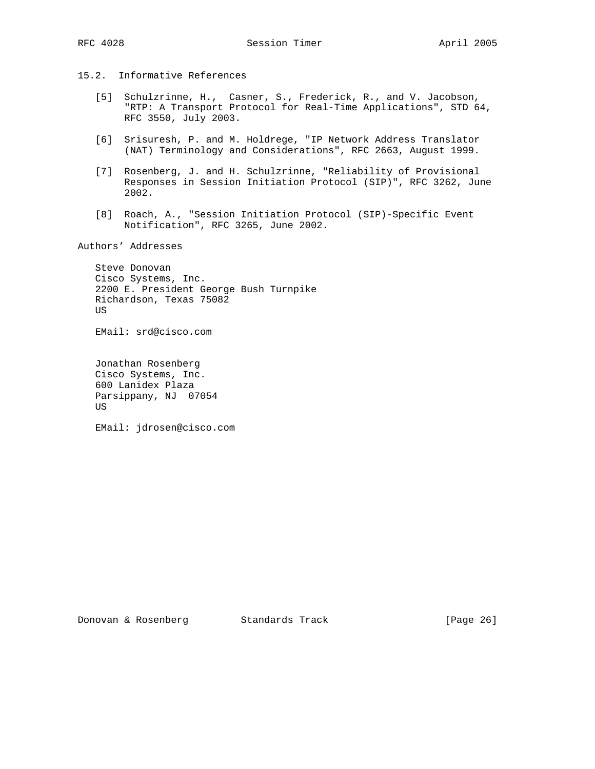### 15.2. Informative References

[5] Schulzrinne, H., Casner, S., Frederick, R., and V. Jacobson, "RTP: A Transport Protocol for Real-Time Applications", STD 64, RFC 3550, July 2003.

[6] Srisuresh, P. and M. Holdrege, "IP Network Address Translator (NAT) Terminology and Considerations", RFC 2663, August 1999.

[7] Rosenberg, J. and H. Schulzrinne, "Reliability of Provisional Responses in Session Initiation Protocol (SIP)", RFC 3262, June 2002.

[8] Roach, A., "Session Initiation Protocol (SIP)-Specific Event Notification", RFC 3265, June 2002.

## Authors' Addresses

Steve Donovan
Cisco Systems, Inc.
2200 E. President George Bush Turnpike
Richardson, Texas 75082
US

EMail: srd@cisco.com

Jonathan Rosenberg
Cisco Systems, Inc.
600 Lanidex Plaza
Parsippany, NJ 07054
US

EMail: jdrosen@cisco.com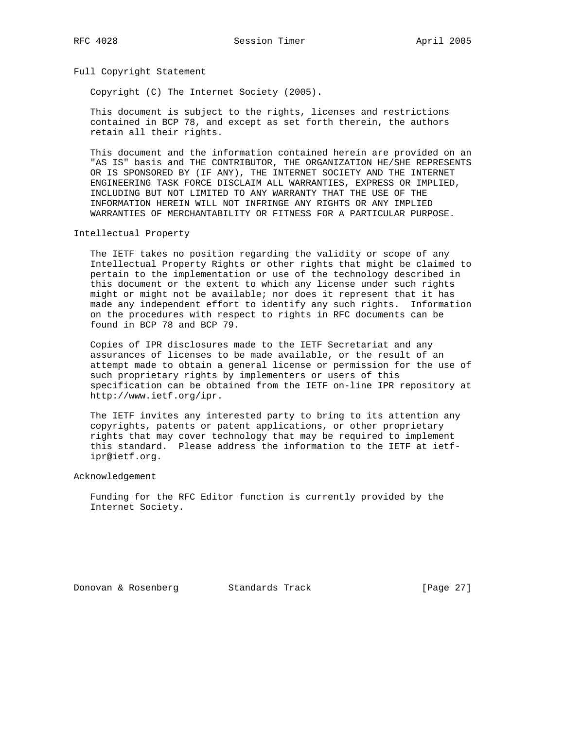## Full Copyright Statement

Copyright (C) The Internet Society (2005).

This document is subject to the rights, licenses and restrictions contained in BCP 78, and except as set forth therein, the authors retain all their rights.

This document and the information contained herein are provided on an "AS IS" basis and THE CONTRIBUTOR, THE ORGANIZATION HE/SHE REPRESENTS OR IS SPONSORED BY (IF ANY), THE INTERNET SOCIETY AND THE INTERNET ENGINEERING TASK FORCE DISCLAIM ALL WARRANTIES, EXPRESS OR IMPLIED, INCLUDING BUT NOT LIMITED TO ANY WARRANTY THAT THE USE OF THE INFORMATION HEREIN WILL NOT INFRINGE ANY RIGHTS OR ANY IMPLIED WARRANTIES OF MERCHANTABILITY OR FITNESS FOR A PARTICULAR PURPOSE.

## Intellectual Property

The IETF takes no position regarding the validity or scope of any Intellectual Property Rights or other rights that might be claimed to pertain to the implementation or use of the technology described in this document or the extent to which any license under such rights might or might not be available; nor does it represent that it has made any independent effort to identify any such rights. Information on the procedures with respect to rights in RFC documents can be found in BCP 78 and BCP 79.

Copies of IPR disclosures made to the IETF Secretariat and any assurances of licenses to be made available, or the result of an attempt made to obtain a general license or permission for the use of such proprietary rights by implementers or users of this specification can be obtained from the IETF on-line IPR repository at http://www.ietf.org/ipr.

The IETF invites any interested party to bring to its attention any copyrights, patents or patent applications, or other proprietary rights that may cover technology that may be required to implement this standard. Please address the information to the IETF at ietf-ipr@ietf.org.

## Acknowledgement

Funding for the RFC Editor function is currently provided by the Internet Society.